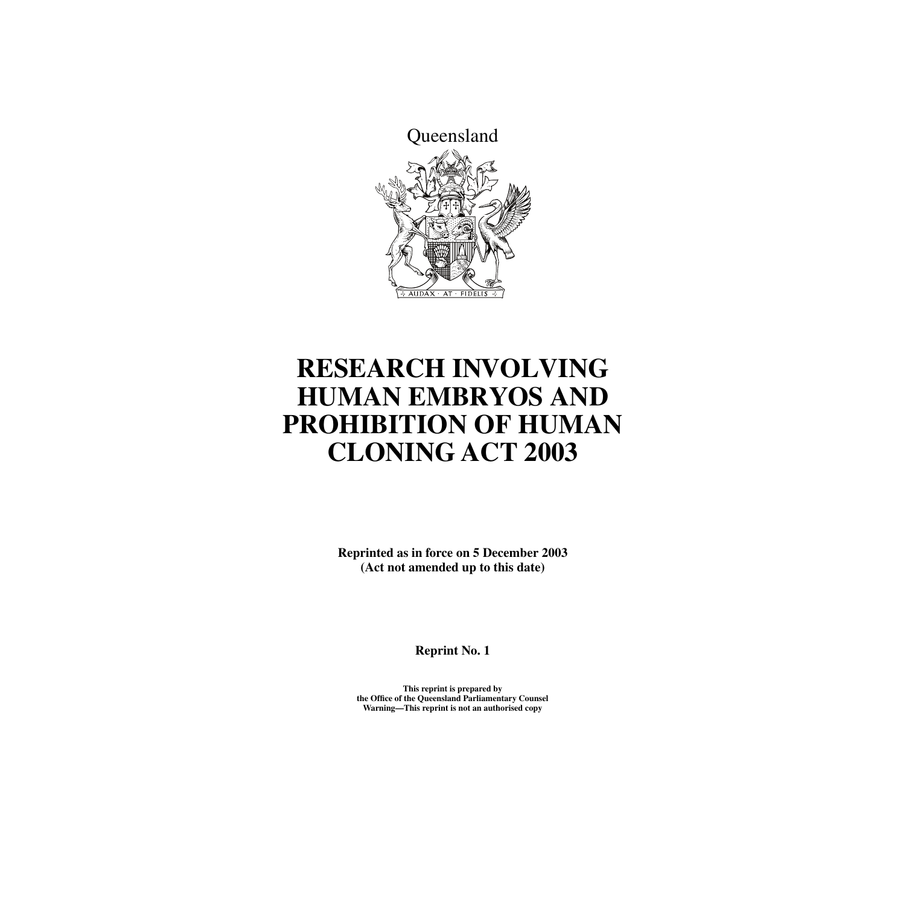Queensland

# RESEARCH INVOLVING HUMAN EMBRYOS AND PROHIBITION OF HUMAN CLONING ACT 2003

**Reprinted as in force on 5 December 2003**
**(Act not amended up to this date)**

**Reprint No. 1**

**This reprint is prepared by**
**the Office of the Queensland Parliamentary Counsel**
**Warning—This reprint is not an authorised copy**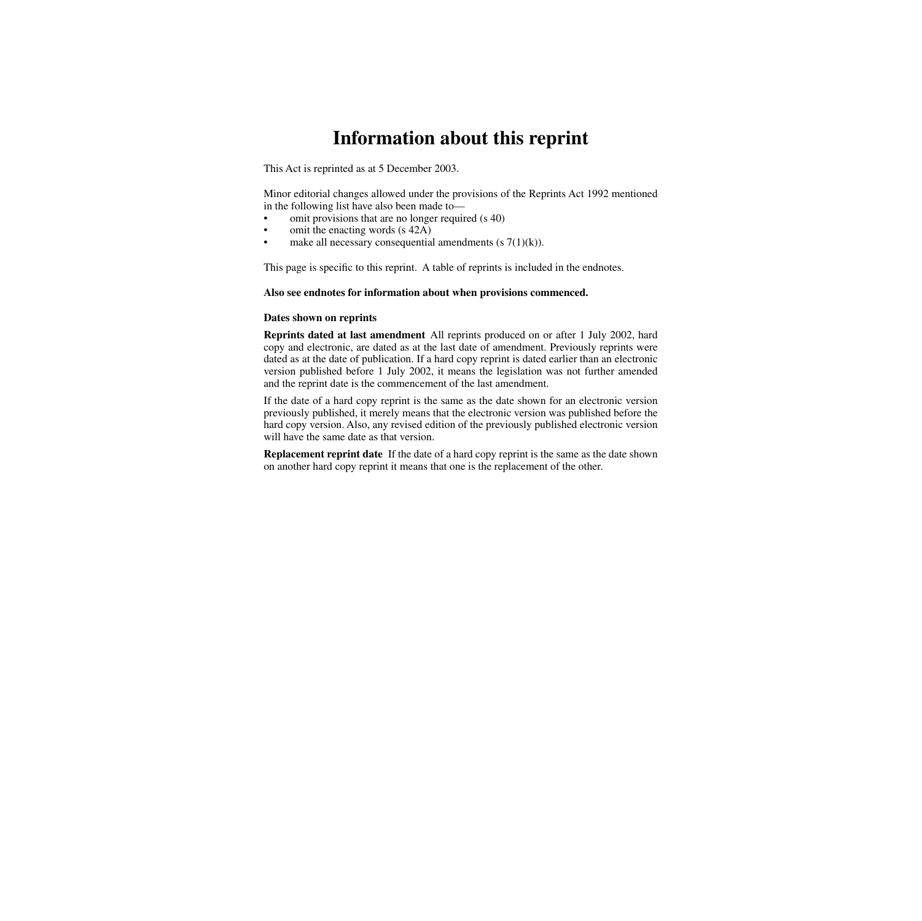# Information about this reprint

This Act is reprinted as at 5 December 2003.

Minor editorial changes allowed under the provisions of the Reprints Act 1992 mentioned in the following list have also been made to—

- omit provisions that are no longer required (s 40)
- omit the enacting words (s 42A)
- make all necessary consequential amendments (s 7(1)(k)).

This page is specific to this reprint. A table of reprints is included in the endnotes.

**Also see endnotes for information about when provisions commenced.**

**Dates shown on reprints**

**Reprints dated at last amendment** All reprints produced on or after 1 July 2002, hard copy and electronic, are dated as at the last date of amendment. Previously reprints were dated as at the date of publication. If a hard copy reprint is dated earlier than an electronic version published before 1 July 2002, it means the legislation was not further amended and the reprint date is the commencement of the last amendment.

If the date of a hard copy reprint is the same as the date shown for an electronic version previously published, it merely means that the electronic version was published before the hard copy version. Also, any revised edition of the previously published electronic version will have the same date as that version.

**Replacement reprint date** If the date of a hard copy reprint is the same as the date shown on another hard copy reprint it means that one is the replacement of the other.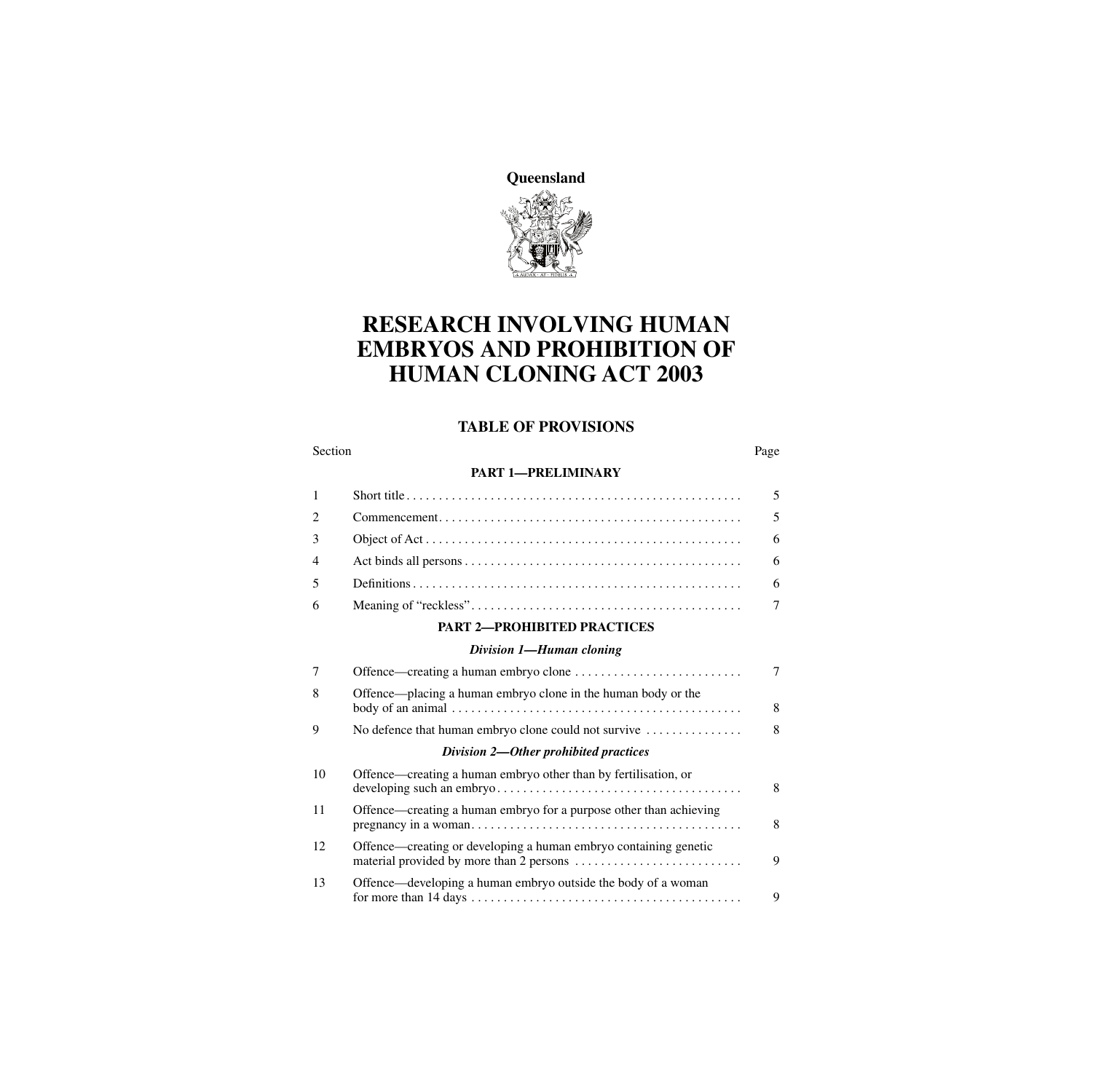**Queensland**

# RESEARCH INVOLVING HUMAN EMBRYOS AND PROHIBITION OF HUMAN CLONING ACT 2003

## TABLE OF PROVISIONS

| Section | | Page |
|---|---|---|
| | **PART 1—PRELIMINARY** | |
| 1 | Short title | 5 |
| 2 | Commencement | 5 |
| 3 | Object of Act | 6 |
| 4 | Act binds all persons | 6 |
| 5 | Definitions | 6 |
| 6 | Meaning of "reckless" | 7 |
| | **PART 2—PROHIBITED PRACTICES** | |
| | ***Division 1—Human cloning*** | |
| 7 | Offence—creating a human embryo clone | 7 |
| 8 | Offence—placing a human embryo clone in the human body or the body of an animal | 8 |
| 9 | No defence that human embryo clone could not survive | 8 |
| | ***Division 2—Other prohibited practices*** | |
| 10 | Offence—creating a human embryo other than by fertilisation, or developing such an embryo | 8 |
| 11 | Offence—creating a human embryo for a purpose other than achieving pregnancy in a woman | 8 |
| 12 | Offence—creating or developing a human embryo containing genetic material provided by more than 2 persons | 9 |
| 13 | Offence—developing a human embryo outside the body of a woman for more than 14 days | 9 |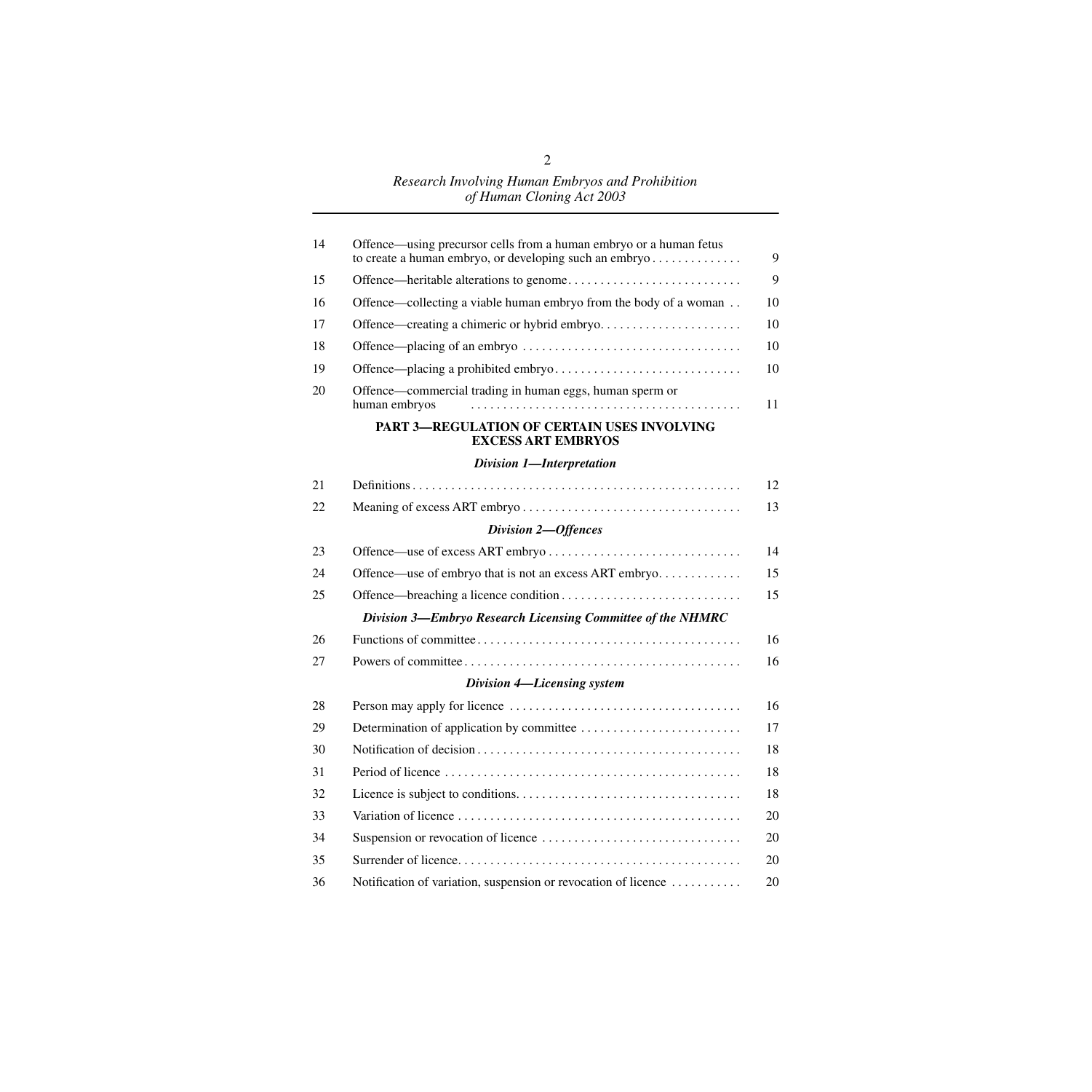| | | |
|---|---|---|
| 14 | Offence—using precursor cells from a human embryo or a human fetus to create a human embryo, or developing such an embryo | 9 |
| 15 | Offence—heritable alterations to genome | 9 |
| 16 | Offence—collecting a viable human embryo from the body of a woman | 10 |
| 17 | Offence—creating a chimeric or hybrid embryo | 10 |
| 18 | Offence—placing of an embryo | 10 |
| 19 | Offence—placing a prohibited embryo | 10 |
| 20 | Offence—commercial trading in human eggs, human sperm or human embryos | 11 |

**PART 3—REGULATION OF CERTAIN USES INVOLVING EXCESS ART EMBRYOS**

***Division 1—Interpretation***

| | | |
|---|---|---|
| 21 | Definitions | 12 |
| 22 | Meaning of excess ART embryo | 13 |

***Division 2—Offences***

| | | |
|---|---|---|
| 23 | Offence—use of excess ART embryo | 14 |
| 24 | Offence—use of embryo that is not an excess ART embryo | 15 |
| 25 | Offence—breaching a licence condition | 15 |

***Division 3—Embryo Research Licensing Committee of the NHMRC***

| | | |
|---|---|---|
| 26 | Functions of committee | 16 |
| 27 | Powers of committee | 16 |

***Division 4—Licensing system***

| | | |
|---|---|---|
| 28 | Person may apply for licence | 16 |
| 29 | Determination of application by committee | 17 |
| 30 | Notification of decision | 18 |
| 31 | Period of licence | 18 |
| 32 | Licence is subject to conditions | 18 |
| 33 | Variation of licence | 20 |
| 34 | Suspension or revocation of licence | 20 |
| 35 | Surrender of licence | 20 |
| 36 | Notification of variation, suspension or revocation of licence | 20 |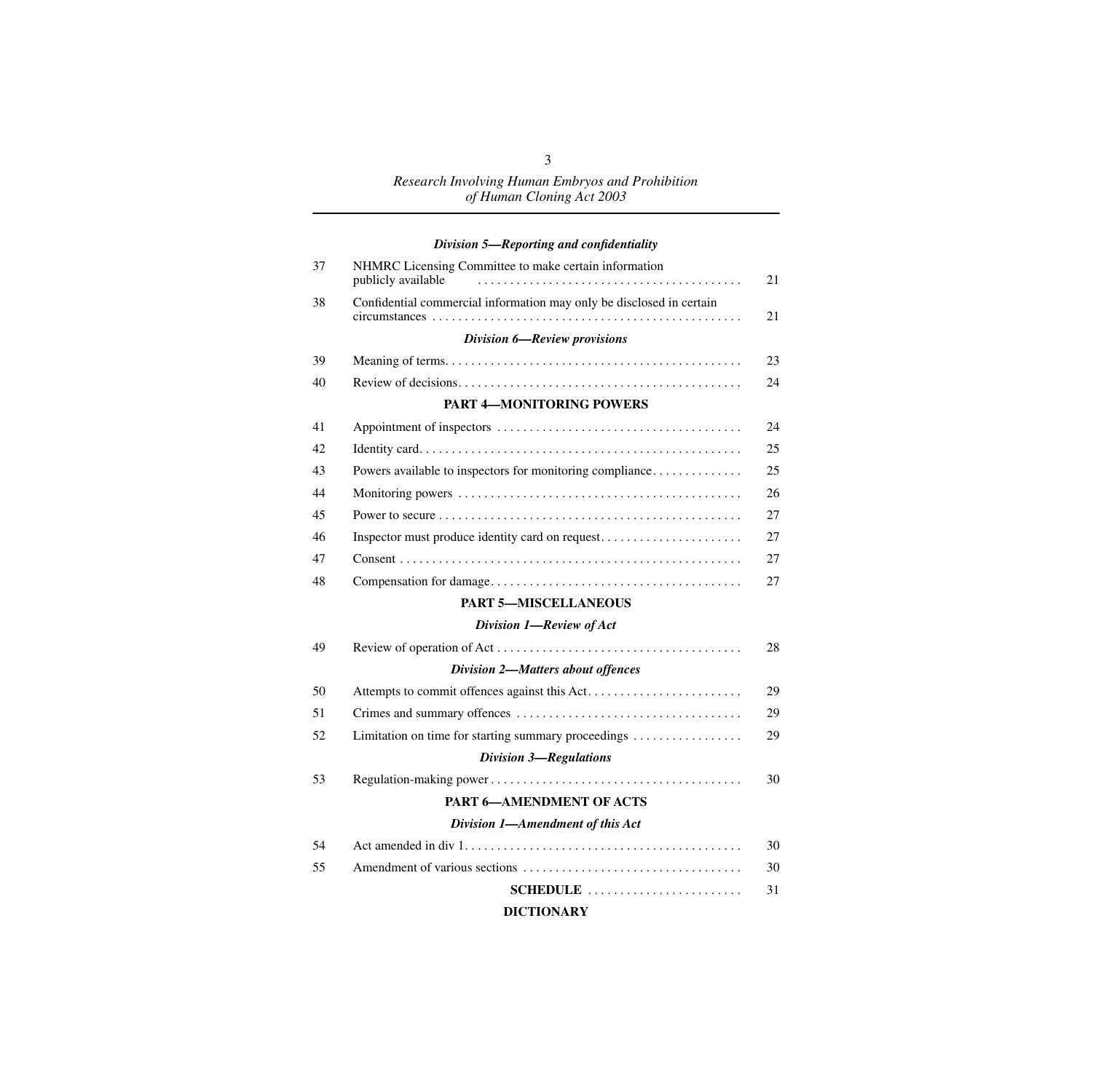*Division 5—Reporting and confidentiality*

| | | |
|---|---|---|
| 37 | NHMRC Licensing Committee to make certain information publicly available | 21 |
| 38 | Confidential commercial information may only be disclosed in certain circumstances | 21 |

*Division 6—Review provisions*

| | | |
|---|---|---|
| 39 | Meaning of terms | 23 |
| 40 | Review of decisions | 24 |

**PART 4—MONITORING POWERS**

| | | |
|---|---|---|
| 41 | Appointment of inspectors | 24 |
| 42 | Identity card | 25 |
| 43 | Powers available to inspectors for monitoring compliance | 25 |
| 44 | Monitoring powers | 26 |
| 45 | Power to secure | 27 |
| 46 | Inspector must produce identity card on request | 27 |
| 47 | Consent | 27 |
| 48 | Compensation for damage | 27 |

**PART 5—MISCELLANEOUS**

*Division 1—Review of Act*

| | | |
|---|---|---|
| 49 | Review of operation of Act | 28 |

*Division 2—Matters about offences*

| | | |
|---|---|---|
| 50 | Attempts to commit offences against this Act | 29 |
| 51 | Crimes and summary offences | 29 |
| 52 | Limitation on time for starting summary proceedings | 29 |

*Division 3—Regulations*

| | | |
|---|---|---|
| 53 | Regulation-making power | 30 |

**PART 6—AMENDMENT OF ACTS**

*Division 1—Amendment of this Act*

| | | |
|---|---|---|
| 54 | Act amended in div 1 | 30 |
| 55 | Amendment of various sections | 30 |

**SCHEDULE** ........ 31

**DICTIONARY**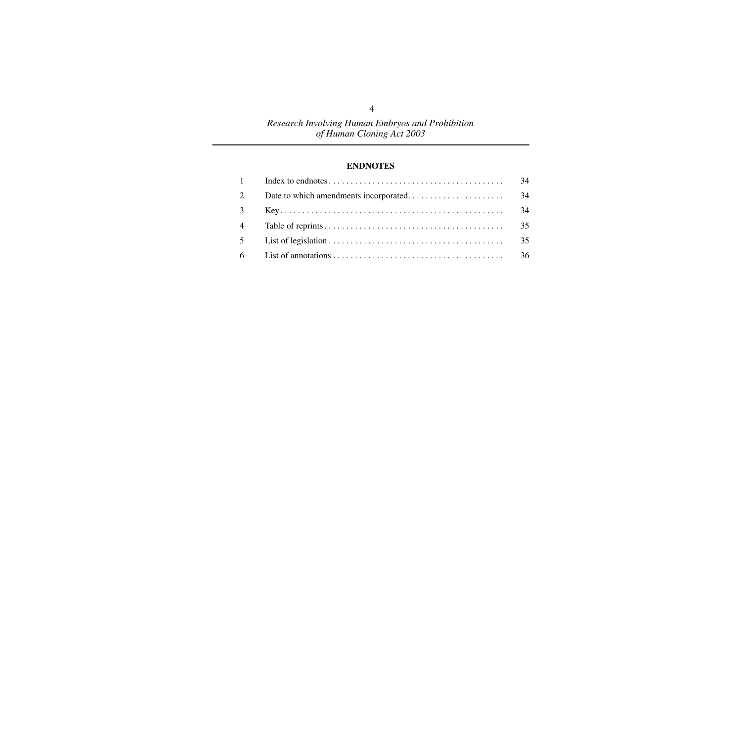## ENDNOTES

| | | |
|---|---|---|
| 1 | Index to endnotes | 34 |
| 2 | Date to which amendments incorporated | 34 |
| 3 | Key | 34 |
| 4 | Table of reprints | 35 |
| 5 | List of legislation | 35 |
| 6 | List of annotations | 36 |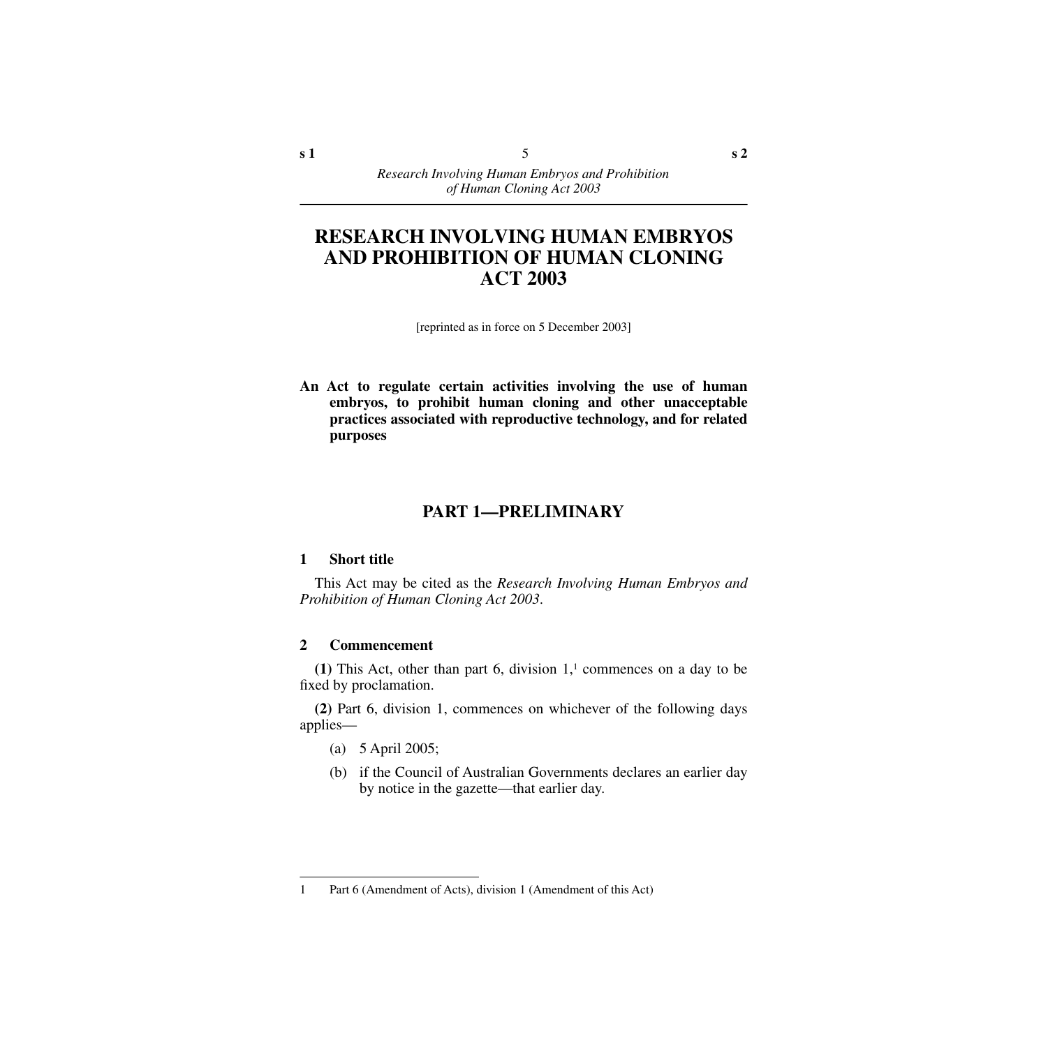# RESEARCH INVOLVING HUMAN EMBRYOS AND PROHIBITION OF HUMAN CLONING ACT 2003

[reprinted as in force on 5 December 2003]

**An Act to regulate certain activities involving the use of human embryos, to prohibit human cloning and other unacceptable practices associated with reproductive technology, and for related purposes**

## PART 1—PRELIMINARY

### 1 Short title

This Act may be cited as the *Research Involving Human Embryos and Prohibition of Human Cloning Act 2003*.

### 2 Commencement

**(1)** This Act, other than part 6, division 1,[1] commences on a day to be fixed by proclamation.

**(2)** Part 6, division 1, commences on whichever of the following days applies—

(a) 5 April 2005;

(b) if the Council of Australian Governments declares an earlier day by notice in the gazette—that earlier day.

---

1 Part 6 (Amendment of Acts), division 1 (Amendment of this Act)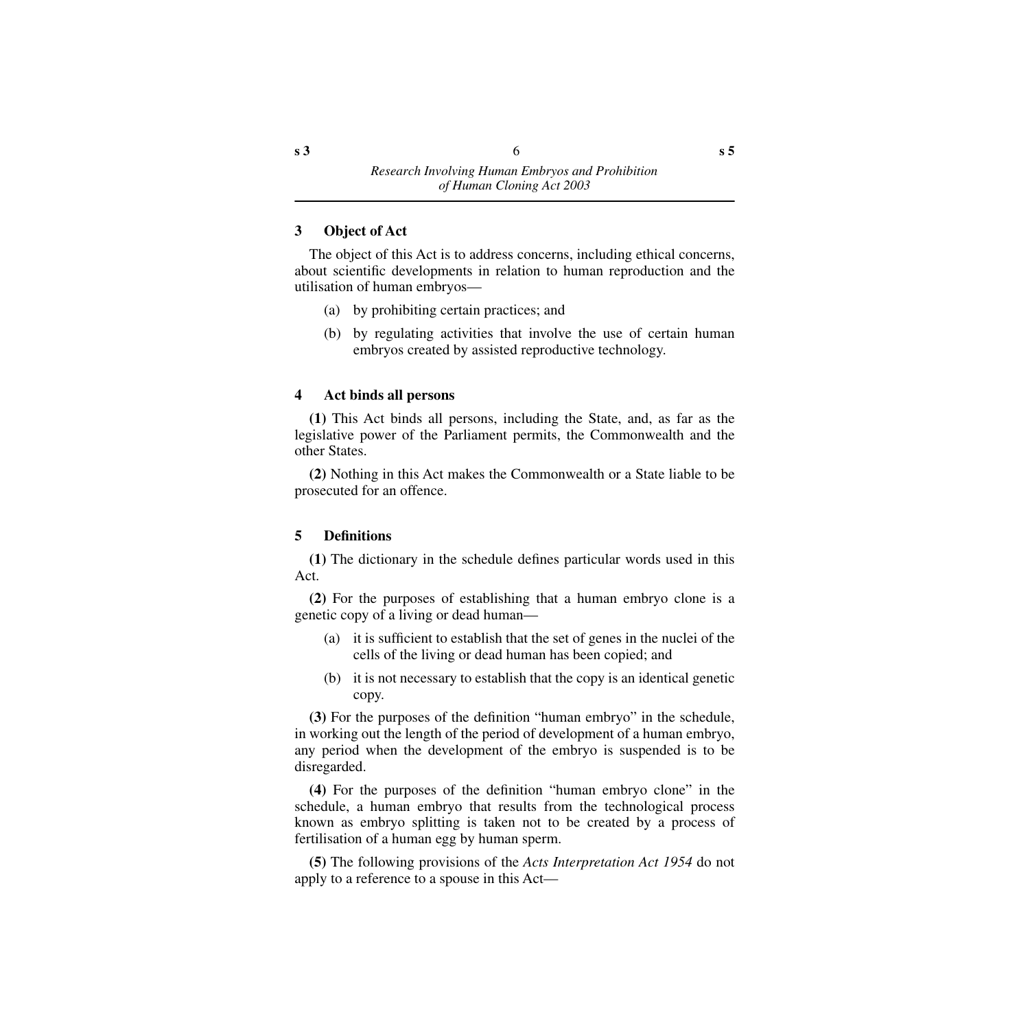### 3 Object of Act

The object of this Act is to address concerns, including ethical concerns, about scientific developments in relation to human reproduction and the utilisation of human embryos—

(a) by prohibiting certain practices; and

(b) by regulating activities that involve the use of certain human embryos created by assisted reproductive technology.

### 4 Act binds all persons

**(1)** This Act binds all persons, including the State, and, as far as the legislative power of the Parliament permits, the Commonwealth and the other States.

**(2)** Nothing in this Act makes the Commonwealth or a State liable to be prosecuted for an offence.

### 5 Definitions

**(1)** The dictionary in the schedule defines particular words used in this Act.

**(2)** For the purposes of establishing that a human embryo clone is a genetic copy of a living or dead human—

(a) it is sufficient to establish that the set of genes in the nuclei of the cells of the living or dead human has been copied; and

(b) it is not necessary to establish that the copy is an identical genetic copy.

**(3)** For the purposes of the definition "human embryo" in the schedule, in working out the length of the period of development of a human embryo, any period when the development of the embryo is suspended is to be disregarded.

**(4)** For the purposes of the definition "human embryo clone" in the schedule, a human embryo that results from the technological process known as embryo splitting is taken not to be created by a process of fertilisation of a human egg by human sperm.

**(5)** The following provisions of the *Acts Interpretation Act 1954* do not apply to a reference to a spouse in this Act—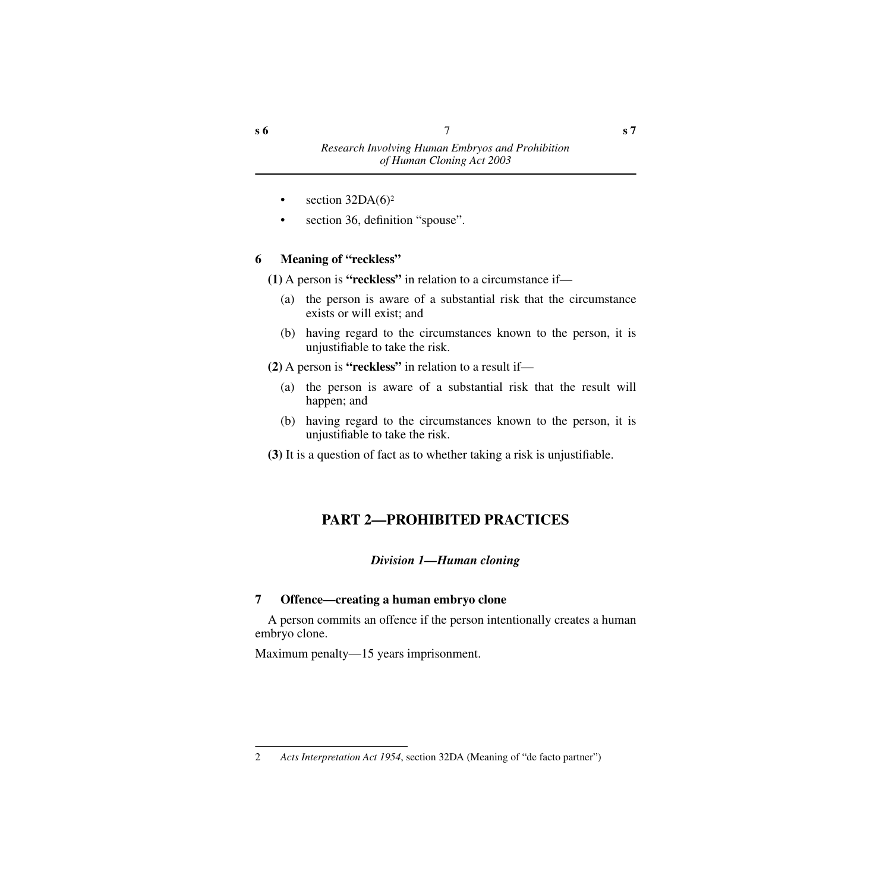- section 32DA(6)[2]
- section 36, definition "spouse".

### 6 Meaning of "reckless"

**(1)** A person is **"reckless"** in relation to a circumstance if—

(a) the person is aware of a substantial risk that the circumstance exists or will exist; and

(b) having regard to the circumstances known to the person, it is unjustifiable to take the risk.

**(2)** A person is **"reckless"** in relation to a result if—

(a) the person is aware of a substantial risk that the result will happen; and

(b) having regard to the circumstances known to the person, it is unjustifiable to take the risk.

**(3)** It is a question of fact as to whether taking a risk is unjustifiable.

## PART 2—PROHIBITED PRACTICES

### *Division 1—Human cloning*

### 7 Offence—creating a human embryo clone

A person commits an offence if the person intentionally creates a human embryo clone.

Maximum penalty—15 years imprisonment.

---

2 *Acts Interpretation Act 1954*, section 32DA (Meaning of "de facto partner")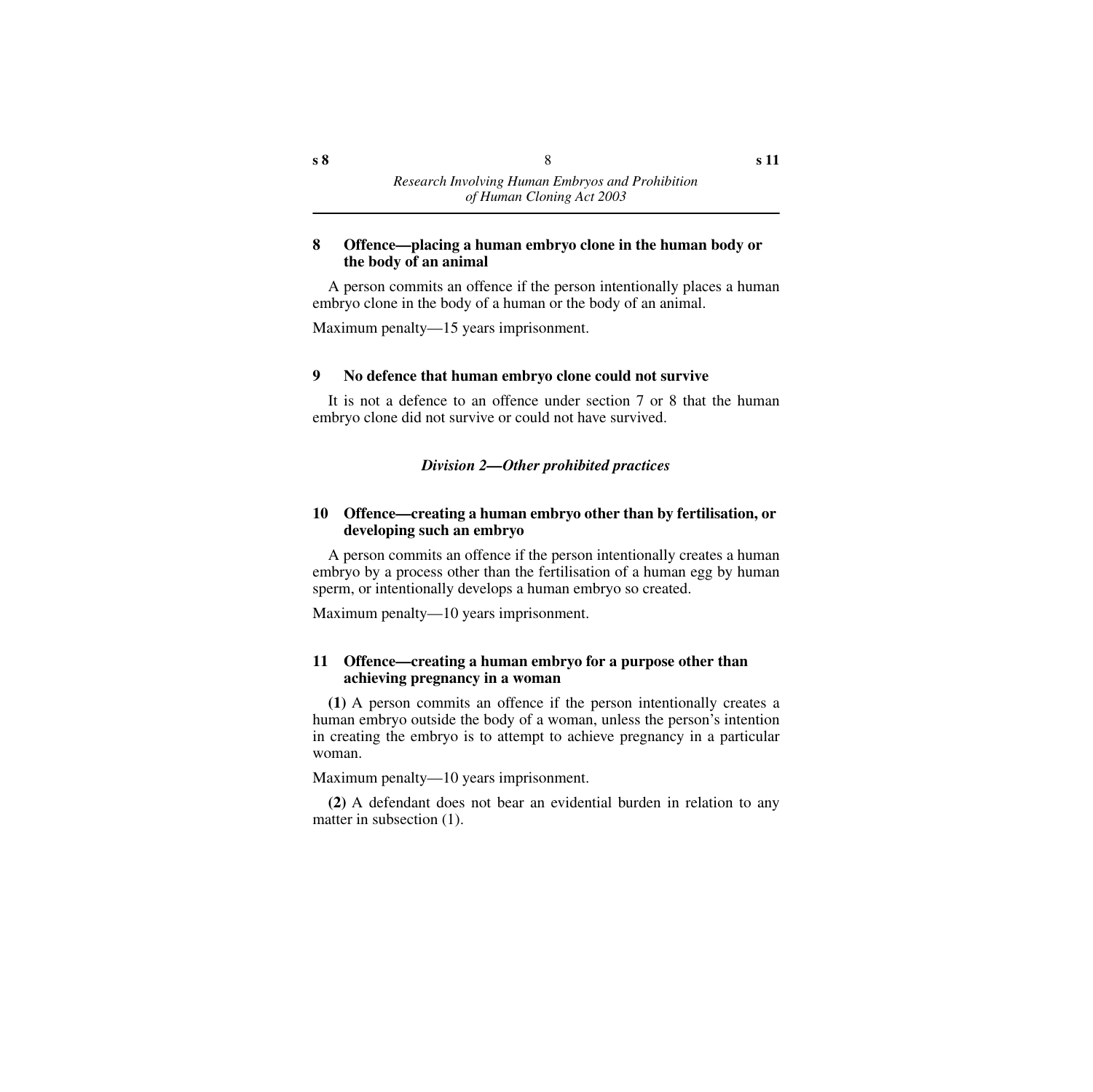### 8 Offence—placing a human embryo clone in the human body or the body of an animal

A person commits an offence if the person intentionally places a human embryo clone in the body of a human or the body of an animal.

Maximum penalty—15 years imprisonment.

### 9 No defence that human embryo clone could not survive

It is not a defence to an offence under section 7 or 8 that the human embryo clone did not survive or could not have survived.

## *Division 2—Other prohibited practices*

### 10 Offence—creating a human embryo other than by fertilisation, or developing such an embryo

A person commits an offence if the person intentionally creates a human embryo by a process other than the fertilisation of a human egg by human sperm, or intentionally develops a human embryo so created.

Maximum penalty—10 years imprisonment.

### 11 Offence—creating a human embryo for a purpose other than achieving pregnancy in a woman

**(1)** A person commits an offence if the person intentionally creates a human embryo outside the body of a woman, unless the person's intention in creating the embryo is to attempt to achieve pregnancy in a particular woman.

Maximum penalty—10 years imprisonment.

**(2)** A defendant does not bear an evidential burden in relation to any matter in subsection (1).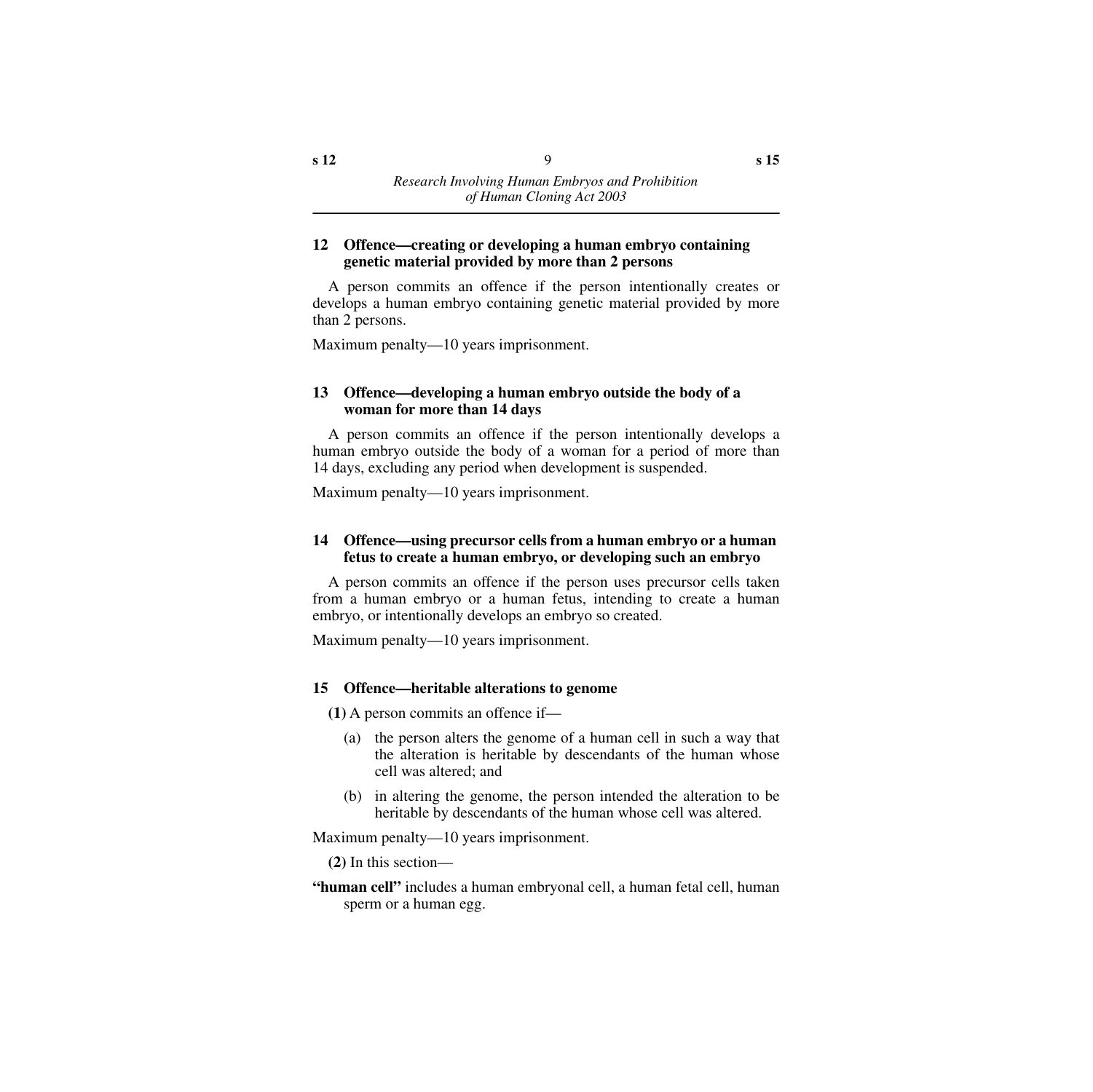### 12 Offence—creating or developing a human embryo containing genetic material provided by more than 2 persons

A person commits an offence if the person intentionally creates or develops a human embryo containing genetic material provided by more than 2 persons.

Maximum penalty—10 years imprisonment.

### 13 Offence—developing a human embryo outside the body of a woman for more than 14 days

A person commits an offence if the person intentionally develops a human embryo outside the body of a woman for a period of more than 14 days, excluding any period when development is suspended.

Maximum penalty—10 years imprisonment.

### 14 Offence—using precursor cells from a human embryo or a human fetus to create a human embryo, or developing such an embryo

A person commits an offence if the person uses precursor cells taken from a human embryo or a human fetus, intending to create a human embryo, or intentionally develops an embryo so created.

Maximum penalty—10 years imprisonment.

### 15 Offence—heritable alterations to genome

**(1)** A person commits an offence if—

(a) the person alters the genome of a human cell in such a way that the alteration is heritable by descendants of the human whose cell was altered; and

(b) in altering the genome, the person intended the alteration to be heritable by descendants of the human whose cell was altered.

Maximum penalty—10 years imprisonment.

**(2)** In this section—

**"human cell"** includes a human embryonal cell, a human fetal cell, human sperm or a human egg.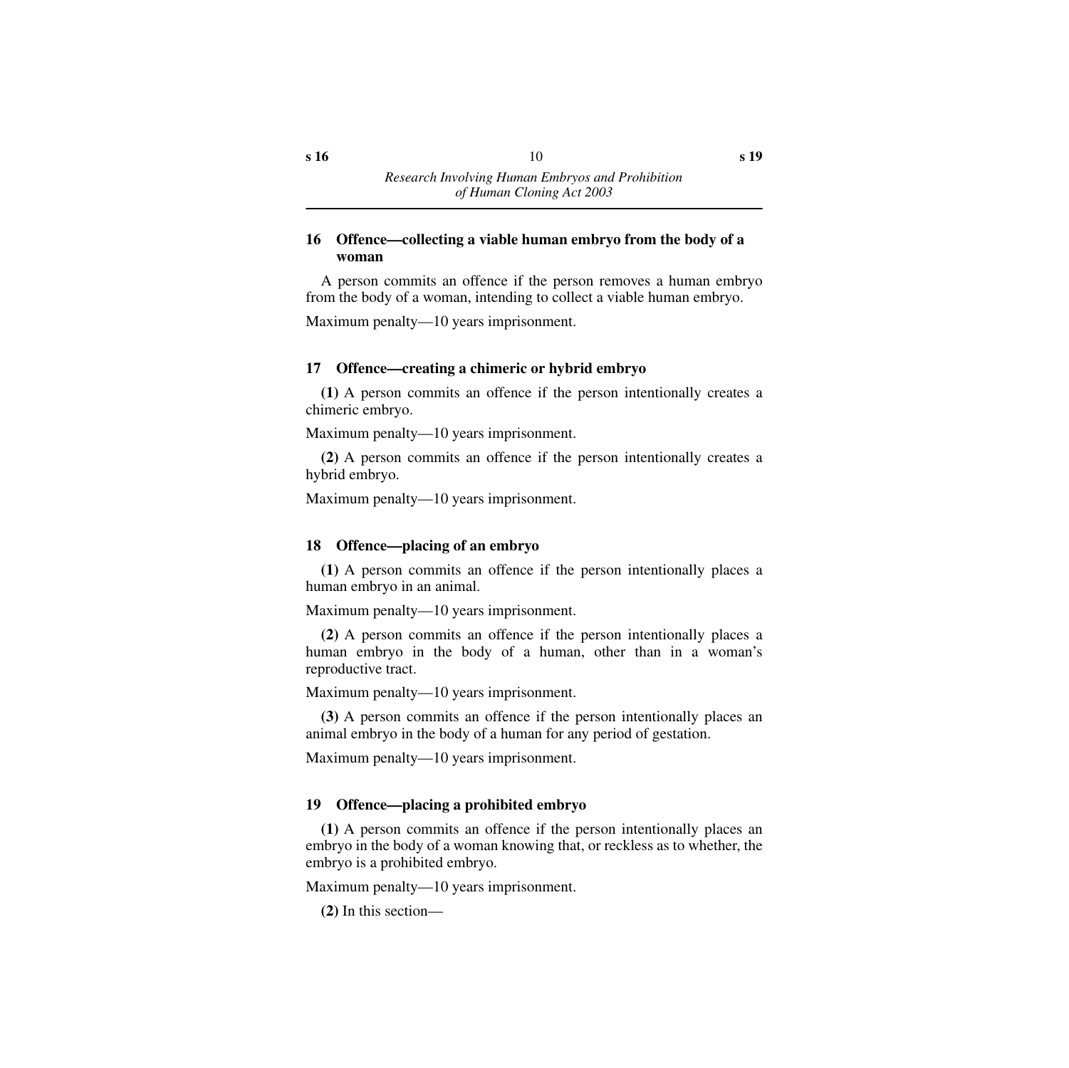### 16 Offence—collecting a viable human embryo from the body of a woman

A person commits an offence if the person removes a human embryo from the body of a woman, intending to collect a viable human embryo.

Maximum penalty—10 years imprisonment.

### 17 Offence—creating a chimeric or hybrid embryo

**(1)** A person commits an offence if the person intentionally creates a chimeric embryo.

Maximum penalty—10 years imprisonment.

**(2)** A person commits an offence if the person intentionally creates a hybrid embryo.

Maximum penalty—10 years imprisonment.

### 18 Offence—placing of an embryo

**(1)** A person commits an offence if the person intentionally places a human embryo in an animal.

Maximum penalty—10 years imprisonment.

**(2)** A person commits an offence if the person intentionally places a human embryo in the body of a human, other than in a woman's reproductive tract.

Maximum penalty—10 years imprisonment.

**(3)** A person commits an offence if the person intentionally places an animal embryo in the body of a human for any period of gestation.

Maximum penalty—10 years imprisonment.

### 19 Offence—placing a prohibited embryo

**(1)** A person commits an offence if the person intentionally places an embryo in the body of a woman knowing that, or reckless as to whether, the embryo is a prohibited embryo.

Maximum penalty—10 years imprisonment.

**(2)** In this section—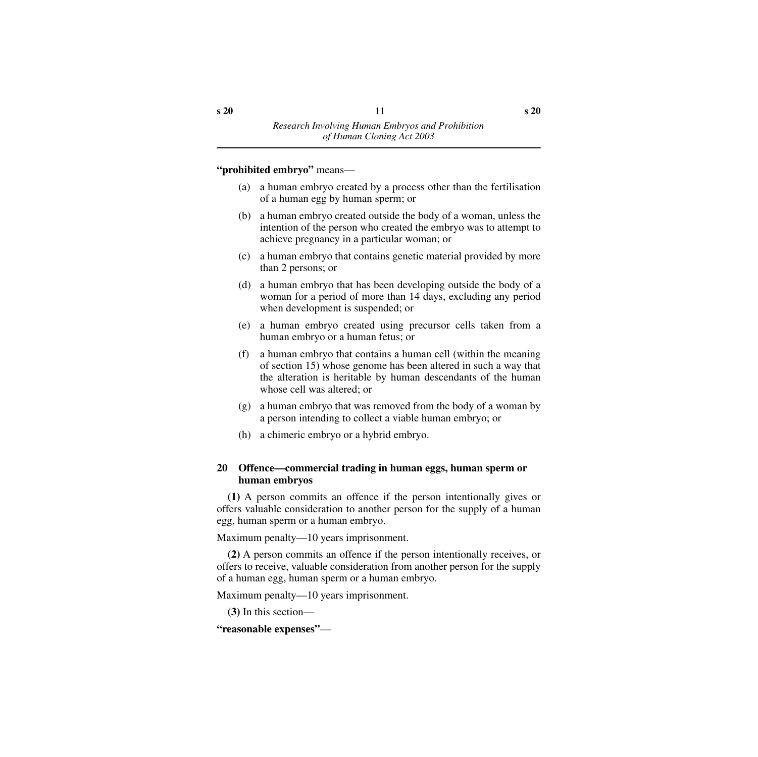**"prohibited embryo"** means—

(a) a human embryo created by a process other than the fertilisation of a human egg by human sperm; or

(b) a human embryo created outside the body of a woman, unless the intention of the person who created the embryo was to attempt to achieve pregnancy in a particular woman; or

(c) a human embryo that contains genetic material provided by more than 2 persons; or

(d) a human embryo that has been developing outside the body of a woman for a period of more than 14 days, excluding any period when development is suspended; or

(e) a human embryo created using precursor cells taken from a human embryo or a human fetus; or

(f) a human embryo that contains a human cell (within the meaning of section 15) whose genome has been altered in such a way that the alteration is heritable by human descendants of the human whose cell was altered; or

(g) a human embryo that was removed from the body of a woman by a person intending to collect a viable human embryo; or

(h) a chimeric embryo or a hybrid embryo.

### 20 Offence—commercial trading in human eggs, human sperm or human embryos

**(1)** A person commits an offence if the person intentionally gives or offers valuable consideration to another person for the supply of a human egg, human sperm or a human embryo.

Maximum penalty—10 years imprisonment.

**(2)** A person commits an offence if the person intentionally receives, or offers to receive, valuable consideration from another person for the supply of a human egg, human sperm or a human embryo.

Maximum penalty—10 years imprisonment.

**(3)** In this section—

**"reasonable expenses"**—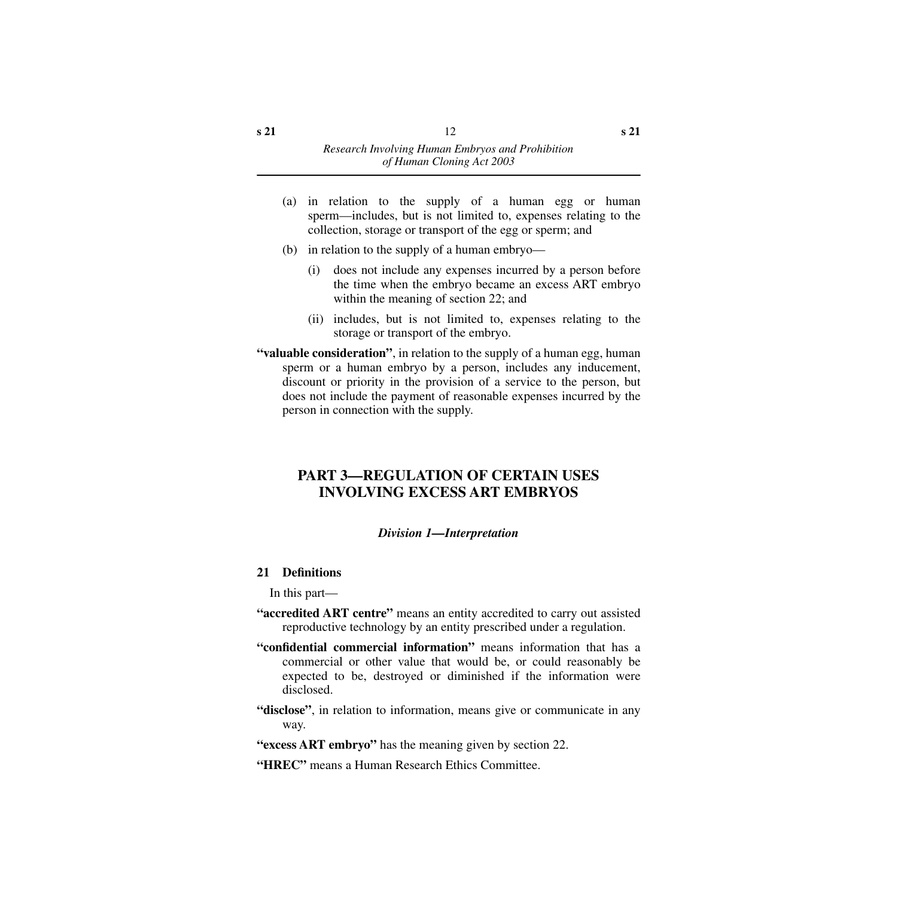(a) in relation to the supply of a human egg or human sperm—includes, but is not limited to, expenses relating to the collection, storage or transport of the egg or sperm; and

(b) in relation to the supply of a human embryo—

  (i) does not include any expenses incurred by a person before the time when the embryo became an excess ART embryo within the meaning of section 22; and

  (ii) includes, but is not limited to, expenses relating to the storage or transport of the embryo.

**"valuable consideration"**, in relation to the supply of a human egg, human sperm or a human embryo by a person, includes any inducement, discount or priority in the provision of a service to the person, but does not include the payment of reasonable expenses incurred by the person in connection with the supply.

# PART 3—REGULATION OF CERTAIN USES INVOLVING EXCESS ART EMBRYOS

## *Division 1—Interpretation*

### 21 Definitions

In this part—

**"accredited ART centre"** means an entity accredited to carry out assisted reproductive technology by an entity prescribed under a regulation.

**"confidential commercial information"** means information that has a commercial or other value that would be, or could reasonably be expected to be, destroyed or diminished if the information were disclosed.

**"disclose"**, in relation to information, means give or communicate in any way.

**"excess ART embryo"** has the meaning given by section 22.

**"HREC"** means a Human Research Ethics Committee.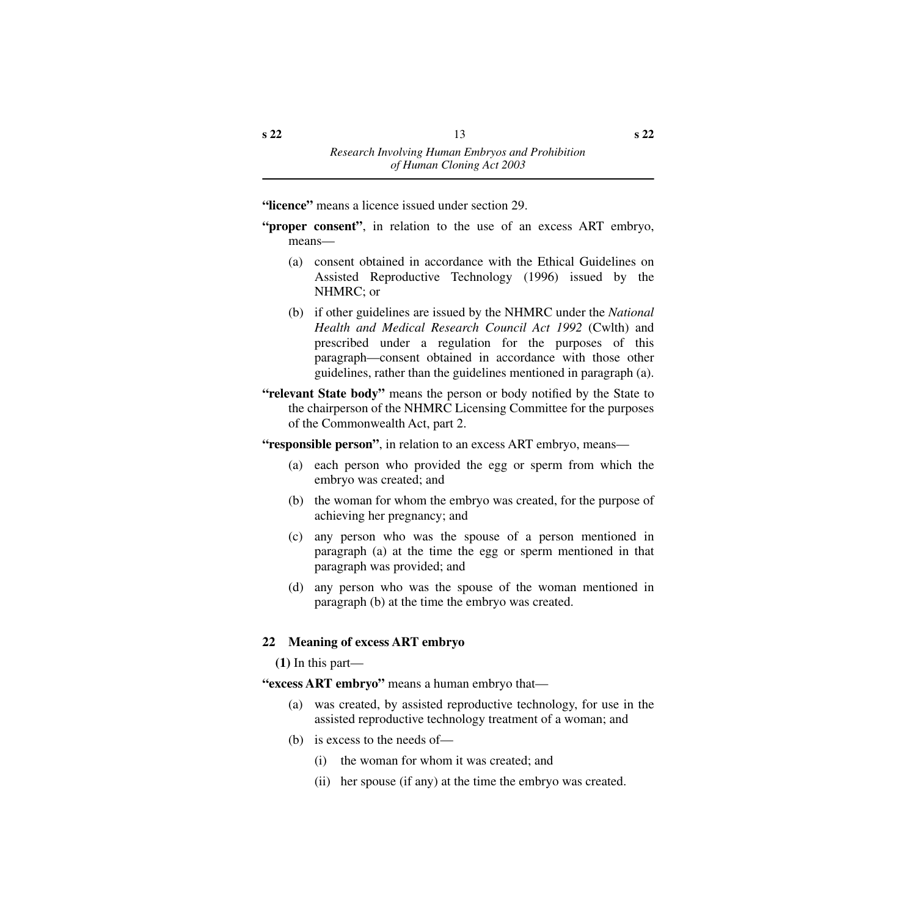**"licence"** means a licence issued under section 29.

**"proper consent"**, in relation to the use of an excess ART embryo, means—

(a) consent obtained in accordance with the Ethical Guidelines on Assisted Reproductive Technology (1996) issued by the NHMRC; or

(b) if other guidelines are issued by the NHMRC under the *National Health and Medical Research Council Act 1992* (Cwlth) and prescribed under a regulation for the purposes of this paragraph—consent obtained in accordance with those other guidelines, rather than the guidelines mentioned in paragraph (a).

**"relevant State body"** means the person or body notified by the State to the chairperson of the NHMRC Licensing Committee for the purposes of the Commonwealth Act, part 2.

**"responsible person"**, in relation to an excess ART embryo, means—

(a) each person who provided the egg or sperm from which the embryo was created; and

(b) the woman for whom the embryo was created, for the purpose of achieving her pregnancy; and

(c) any person who was the spouse of a person mentioned in paragraph (a) at the time the egg or sperm mentioned in that paragraph was provided; and

(d) any person who was the spouse of the woman mentioned in paragraph (b) at the time the embryo was created.

### 22 Meaning of excess ART embryo

**(1)** In this part—

**"excess ART embryo"** means a human embryo that—

(a) was created, by assisted reproductive technology, for use in the assisted reproductive technology treatment of a woman; and

(b) is excess to the needs of—

(i) the woman for whom it was created; and

(ii) her spouse (if any) at the time the embryo was created.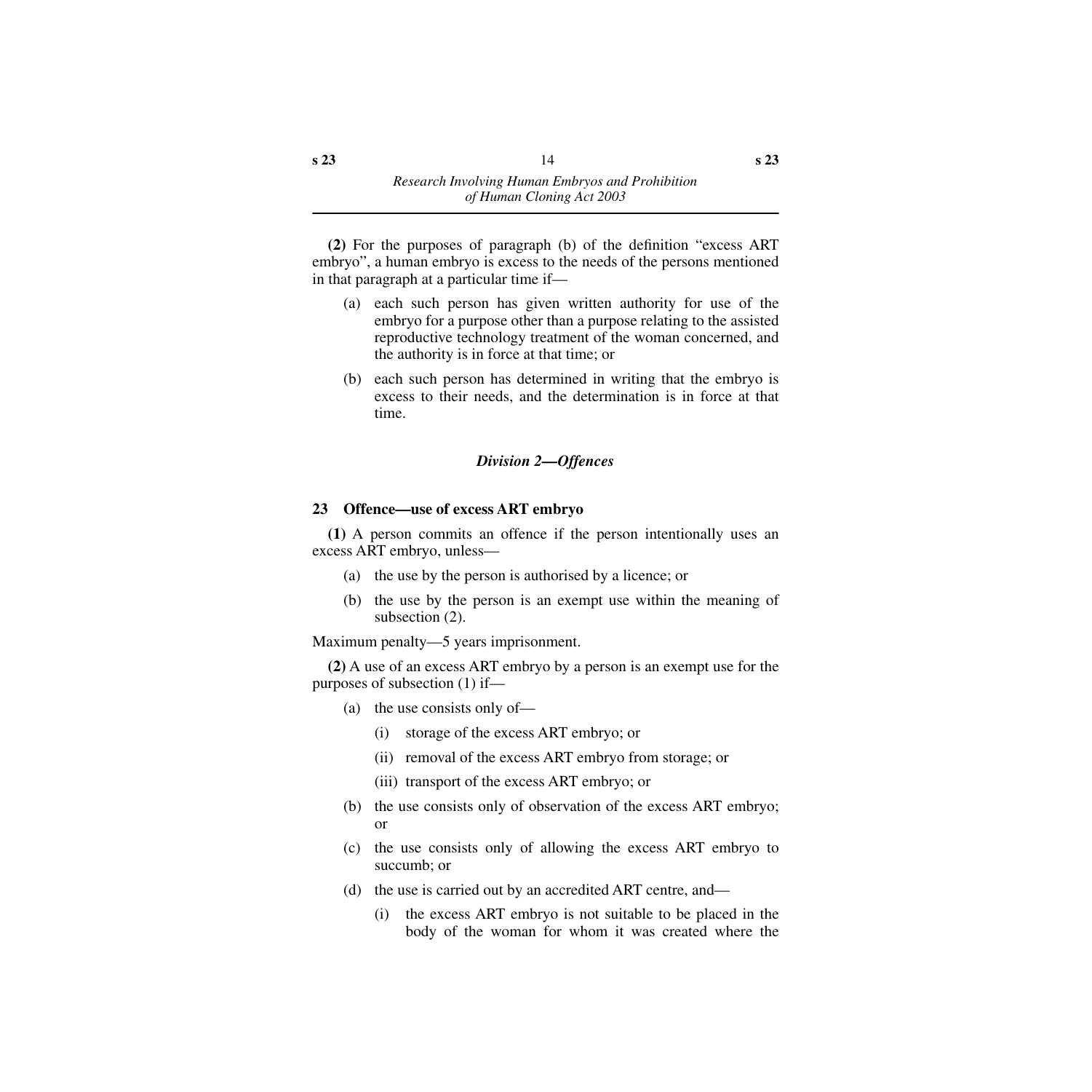**(2)** For the purposes of paragraph (b) of the definition "excess ART embryo", a human embryo is excess to the needs of the persons mentioned in that paragraph at a particular time if—

(a) each such person has given written authority for use of the embryo for a purpose other than a purpose relating to the assisted reproductive technology treatment of the woman concerned, and the authority is in force at that time; or

(b) each such person has determined in writing that the embryo is excess to their needs, and the determination is in force at that time.

### *Division 2—Offences*

#### 23 Offence—use of excess ART embryo

**(1)** A person commits an offence if the person intentionally uses an excess ART embryo, unless—

(a) the use by the person is authorised by a licence; or

(b) the use by the person is an exempt use within the meaning of subsection (2).

Maximum penalty—5 years imprisonment.

**(2)** A use of an excess ART embryo by a person is an exempt use for the purposes of subsection (1) if—

(a) the use consists only of—

  (i) storage of the excess ART embryo; or

  (ii) removal of the excess ART embryo from storage; or

  (iii) transport of the excess ART embryo; or

(b) the use consists only of observation of the excess ART embryo; or

(c) the use consists only of allowing the excess ART embryo to succumb; or

(d) the use is carried out by an accredited ART centre, and—

  (i) the excess ART embryo is not suitable to be placed in the body of the woman for whom it was created where the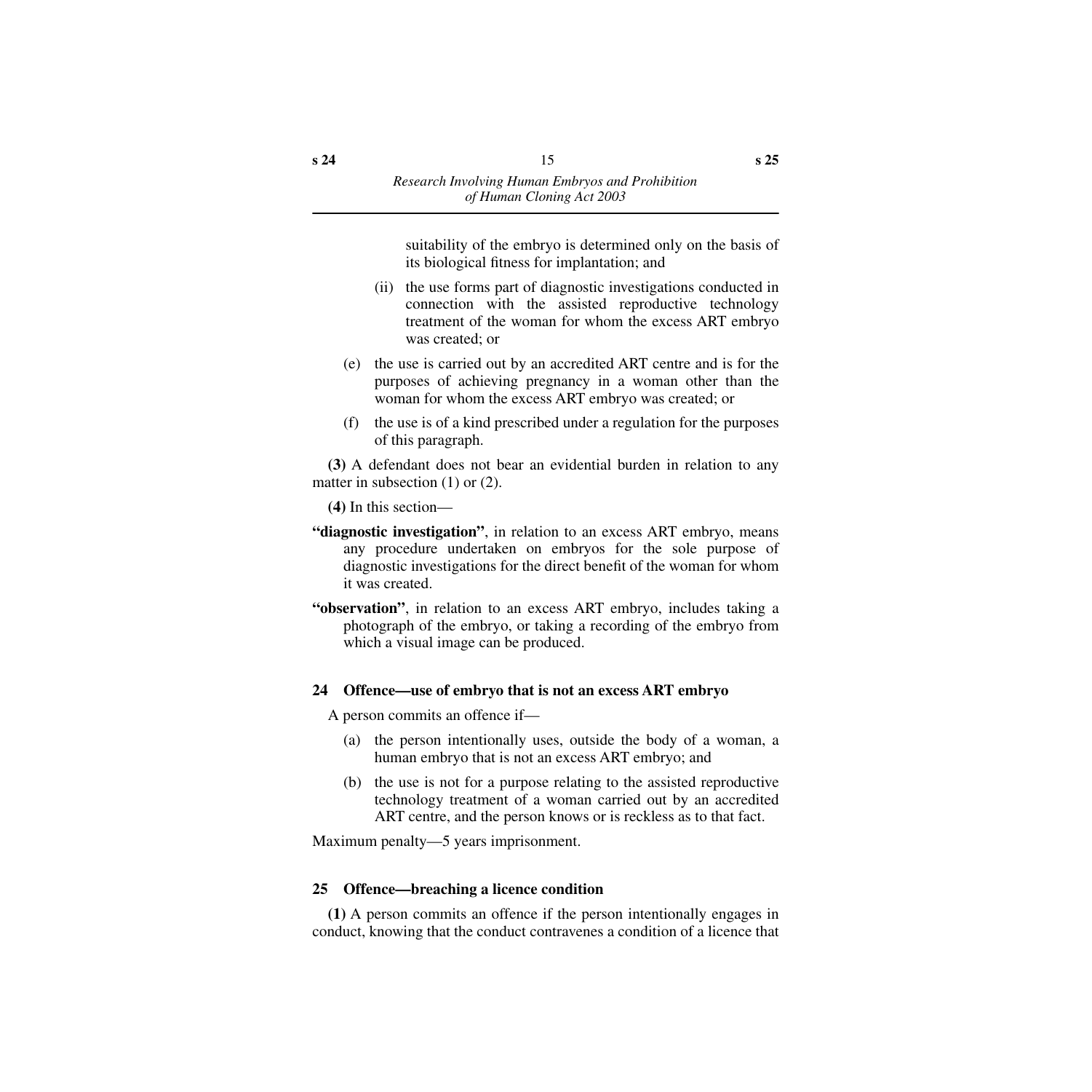suitability of the embryo is determined only on the basis of its biological fitness for implantation; and

(ii) the use forms part of diagnostic investigations conducted in connection with the assisted reproductive technology treatment of the woman for whom the excess ART embryo was created; or

(e) the use is carried out by an accredited ART centre and is for the purposes of achieving pregnancy in a woman other than the woman for whom the excess ART embryo was created; or

(f) the use is of a kind prescribed under a regulation for the purposes of this paragraph.

**(3)** A defendant does not bear an evidential burden in relation to any matter in subsection (1) or (2).

**(4)** In this section—

**"diagnostic investigation"**, in relation to an excess ART embryo, means any procedure undertaken on embryos for the sole purpose of diagnostic investigations for the direct benefit of the woman for whom it was created.

**"observation"**, in relation to an excess ART embryo, includes taking a photograph of the embryo, or taking a recording of the embryo from which a visual image can be produced.

### 24 Offence—use of embryo that is not an excess ART embryo

A person commits an offence if—

(a) the person intentionally uses, outside the body of a woman, a human embryo that is not an excess ART embryo; and

(b) the use is not for a purpose relating to the assisted reproductive technology treatment of a woman carried out by an accredited ART centre, and the person knows or is reckless as to that fact.

Maximum penalty—5 years imprisonment.

### 25 Offence—breaching a licence condition

**(1)** A person commits an offence if the person intentionally engages in conduct, knowing that the conduct contravenes a condition of a licence that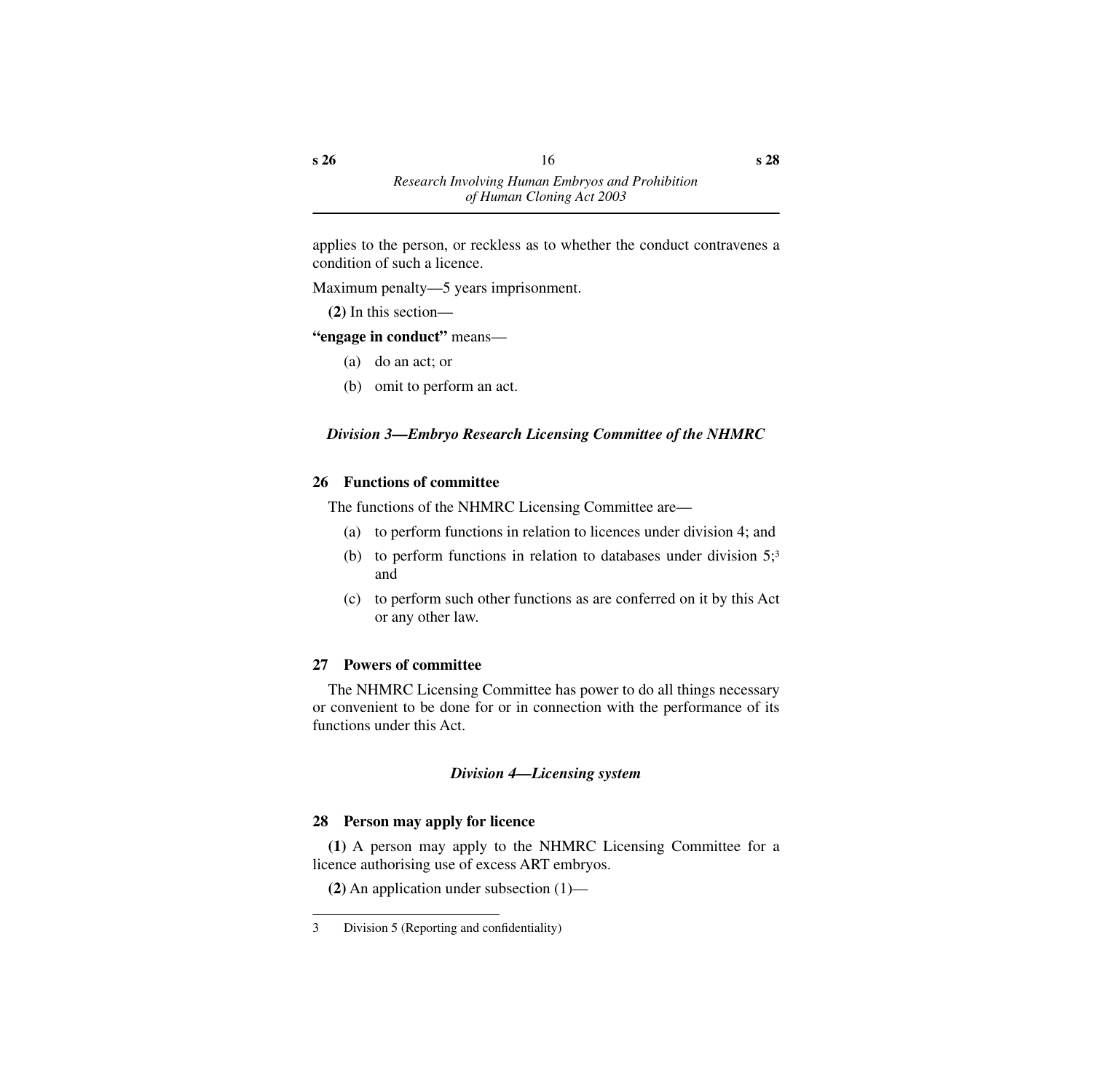applies to the person, or reckless as to whether the conduct contravenes a condition of such a licence.

Maximum penalty—5 years imprisonment.

**(2)** In this section—

**"engage in conduct"** means—

(a) do an act; or

(b) omit to perform an act.

### *Division 3—Embryo Research Licensing Committee of the NHMRC*

#### 26 Functions of committee

The functions of the NHMRC Licensing Committee are—

(a) to perform functions in relation to licences under division 4; and

(b) to perform functions in relation to databases under division 5;[3] and

(c) to perform such other functions as are conferred on it by this Act or any other law.

#### 27 Powers of committee

The NHMRC Licensing Committee has power to do all things necessary or convenient to be done for or in connection with the performance of its functions under this Act.

### *Division 4—Licensing system*

#### 28 Person may apply for licence

**(1)** A person may apply to the NHMRC Licensing Committee for a licence authorising use of excess ART embryos.

**(2)** An application under subsection (1)—

---

3 Division 5 (Reporting and confidentiality)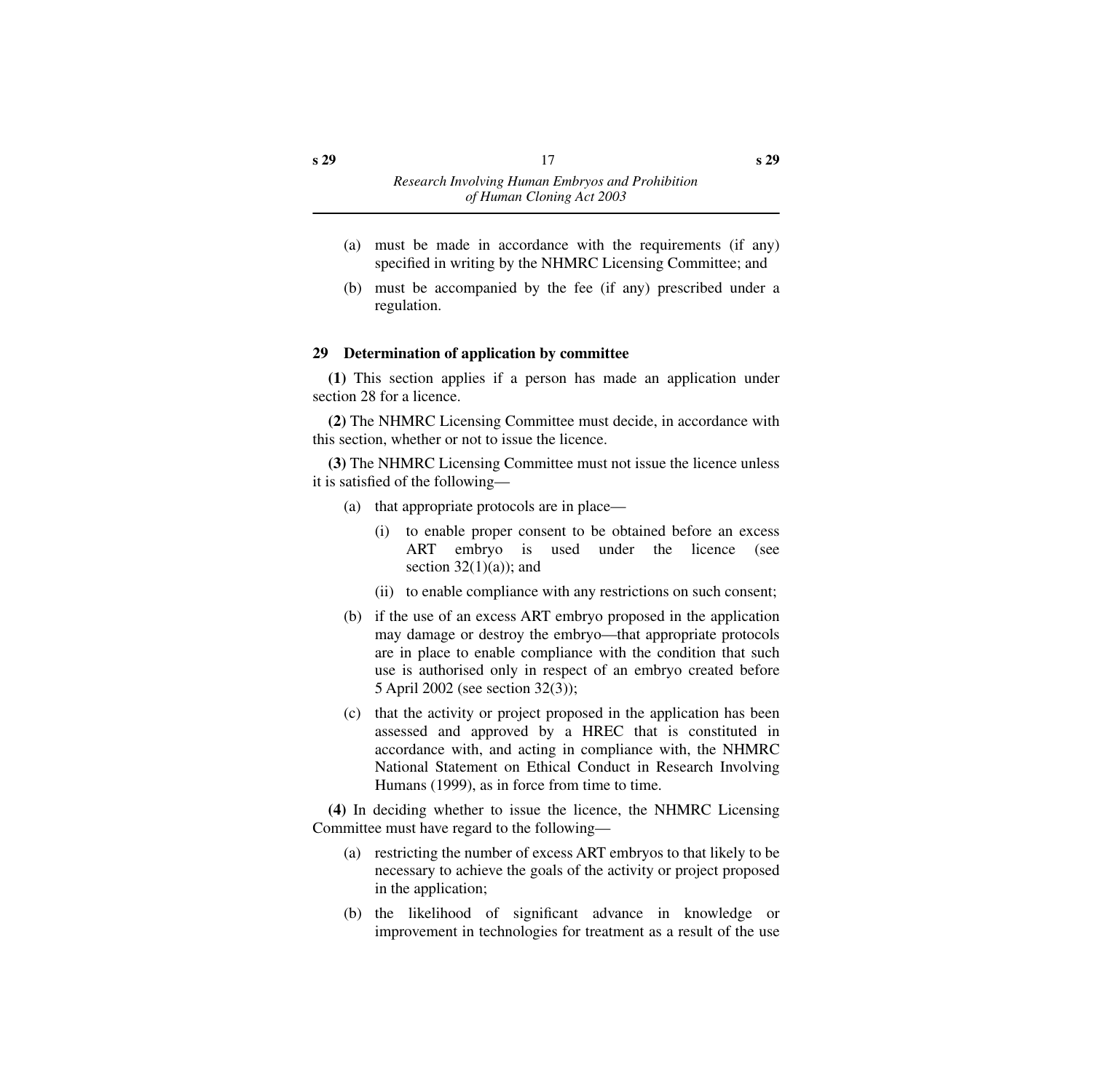(a) must be made in accordance with the requirements (if any) specified in writing by the NHMRC Licensing Committee; and

(b) must be accompanied by the fee (if any) prescribed under a regulation.

### 29 Determination of application by committee

**(1)** This section applies if a person has made an application under section 28 for a licence.

**(2)** The NHMRC Licensing Committee must decide, in accordance with this section, whether or not to issue the licence.

**(3)** The NHMRC Licensing Committee must not issue the licence unless it is satisfied of the following—

(a) that appropriate protocols are in place—

  (i) to enable proper consent to be obtained before an excess ART embryo is used under the licence (see section 32(1)(a)); and

  (ii) to enable compliance with any restrictions on such consent;

(b) if the use of an excess ART embryo proposed in the application may damage or destroy the embryo—that appropriate protocols are in place to enable compliance with the condition that such use is authorised only in respect of an embryo created before 5 April 2002 (see section 32(3));

(c) that the activity or project proposed in the application has been assessed and approved by a HREC that is constituted in accordance with, and acting in compliance with, the NHMRC National Statement on Ethical Conduct in Research Involving Humans (1999), as in force from time to time.

**(4)** In deciding whether to issue the licence, the NHMRC Licensing Committee must have regard to the following—

(a) restricting the number of excess ART embryos to that likely to be necessary to achieve the goals of the activity or project proposed in the application;

(b) the likelihood of significant advance in knowledge or improvement in technologies for treatment as a result of the use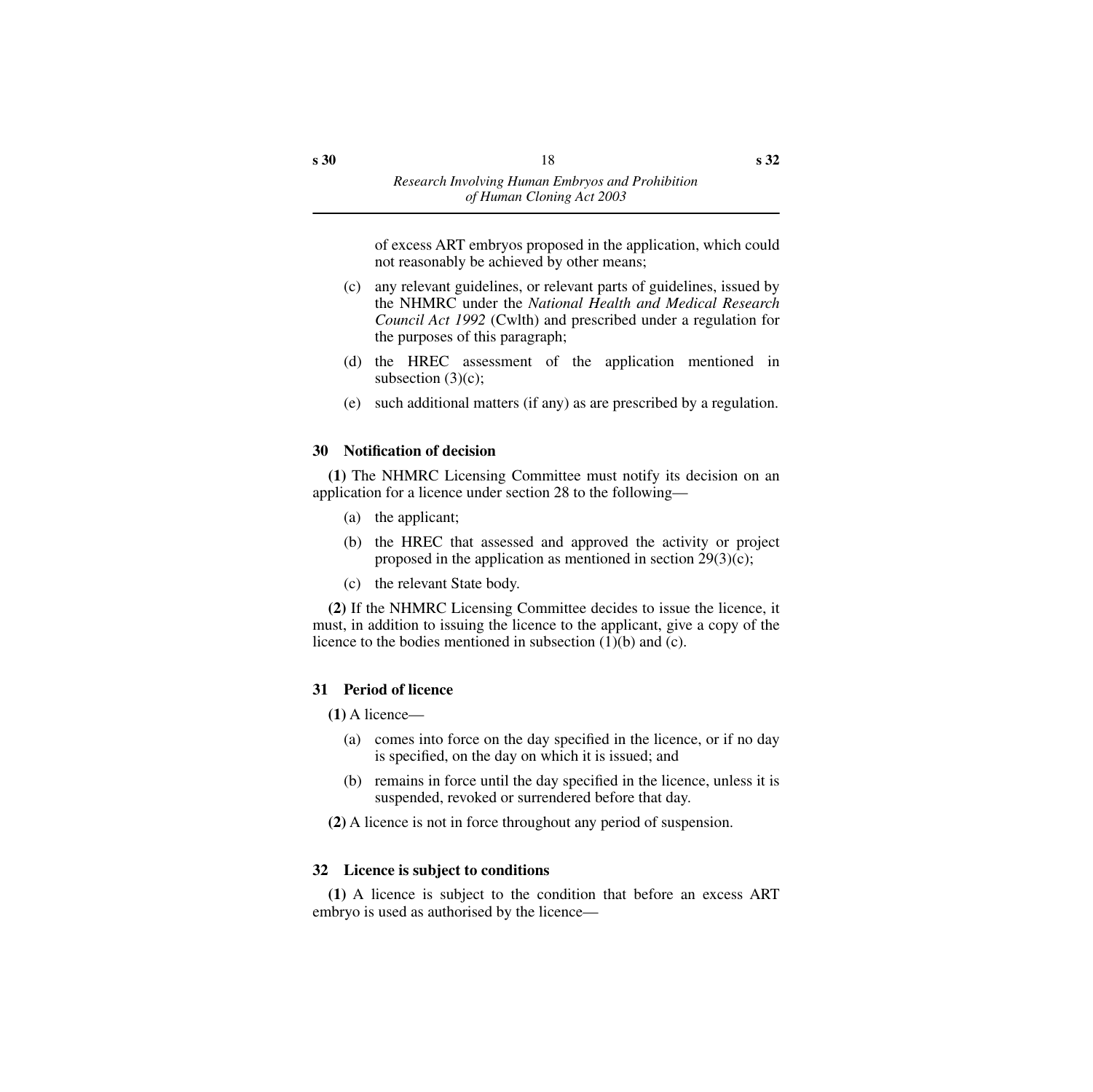of excess ART embryos proposed in the application, which could not reasonably be achieved by other means;

(c) any relevant guidelines, or relevant parts of guidelines, issued by the NHMRC under the *National Health and Medical Research Council Act 1992* (Cwlth) and prescribed under a regulation for the purposes of this paragraph;

(d) the HREC assessment of the application mentioned in subsection (3)(c);

(e) such additional matters (if any) as are prescribed by a regulation.

### 30 Notification of decision

**(1)** The NHMRC Licensing Committee must notify its decision on an application for a licence under section 28 to the following—

(a) the applicant;

(b) the HREC that assessed and approved the activity or project proposed in the application as mentioned in section 29(3)(c);

(c) the relevant State body.

**(2)** If the NHMRC Licensing Committee decides to issue the licence, it must, in addition to issuing the licence to the applicant, give a copy of the licence to the bodies mentioned in subsection (1)(b) and (c).

### 31 Period of licence

**(1)** A licence—

(a) comes into force on the day specified in the licence, or if no day is specified, on the day on which it is issued; and

(b) remains in force until the day specified in the licence, unless it is suspended, revoked or surrendered before that day.

**(2)** A licence is not in force throughout any period of suspension.

### 32 Licence is subject to conditions

**(1)** A licence is subject to the condition that before an excess ART embryo is used as authorised by the licence—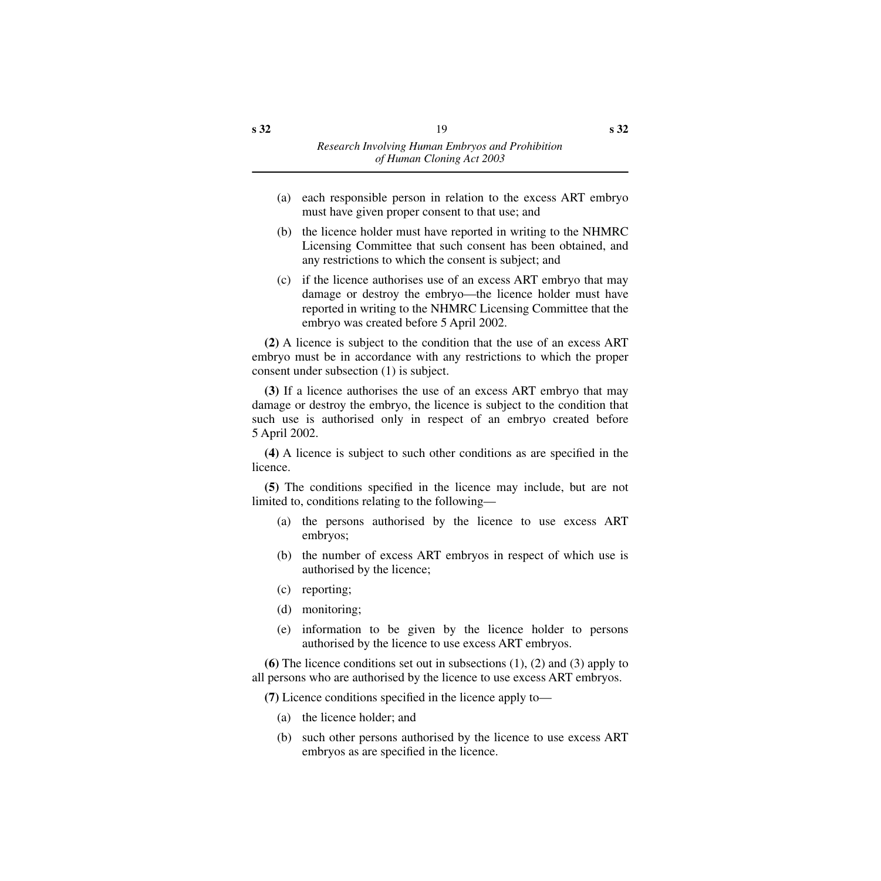(a) each responsible person in relation to the excess ART embryo must have given proper consent to that use; and

(b) the licence holder must have reported in writing to the NHMRC Licensing Committee that such consent has been obtained, and any restrictions to which the consent is subject; and

(c) if the licence authorises use of an excess ART embryo that may damage or destroy the embryo—the licence holder must have reported in writing to the NHMRC Licensing Committee that the embryo was created before 5 April 2002.

**(2)** A licence is subject to the condition that the use of an excess ART embryo must be in accordance with any restrictions to which the proper consent under subsection (1) is subject.

**(3)** If a licence authorises the use of an excess ART embryo that may damage or destroy the embryo, the licence is subject to the condition that such use is authorised only in respect of an embryo created before 5 April 2002.

**(4)** A licence is subject to such other conditions as are specified in the licence.

**(5)** The conditions specified in the licence may include, but are not limited to, conditions relating to the following—

(a) the persons authorised by the licence to use excess ART embryos;

(b) the number of excess ART embryos in respect of which use is authorised by the licence;

(c) reporting;

(d) monitoring;

(e) information to be given by the licence holder to persons authorised by the licence to use excess ART embryos.

**(6)** The licence conditions set out in subsections (1), (2) and (3) apply to all persons who are authorised by the licence to use excess ART embryos.

**(7)** Licence conditions specified in the licence apply to—

(a) the licence holder; and

(b) such other persons authorised by the licence to use excess ART embryos as are specified in the licence.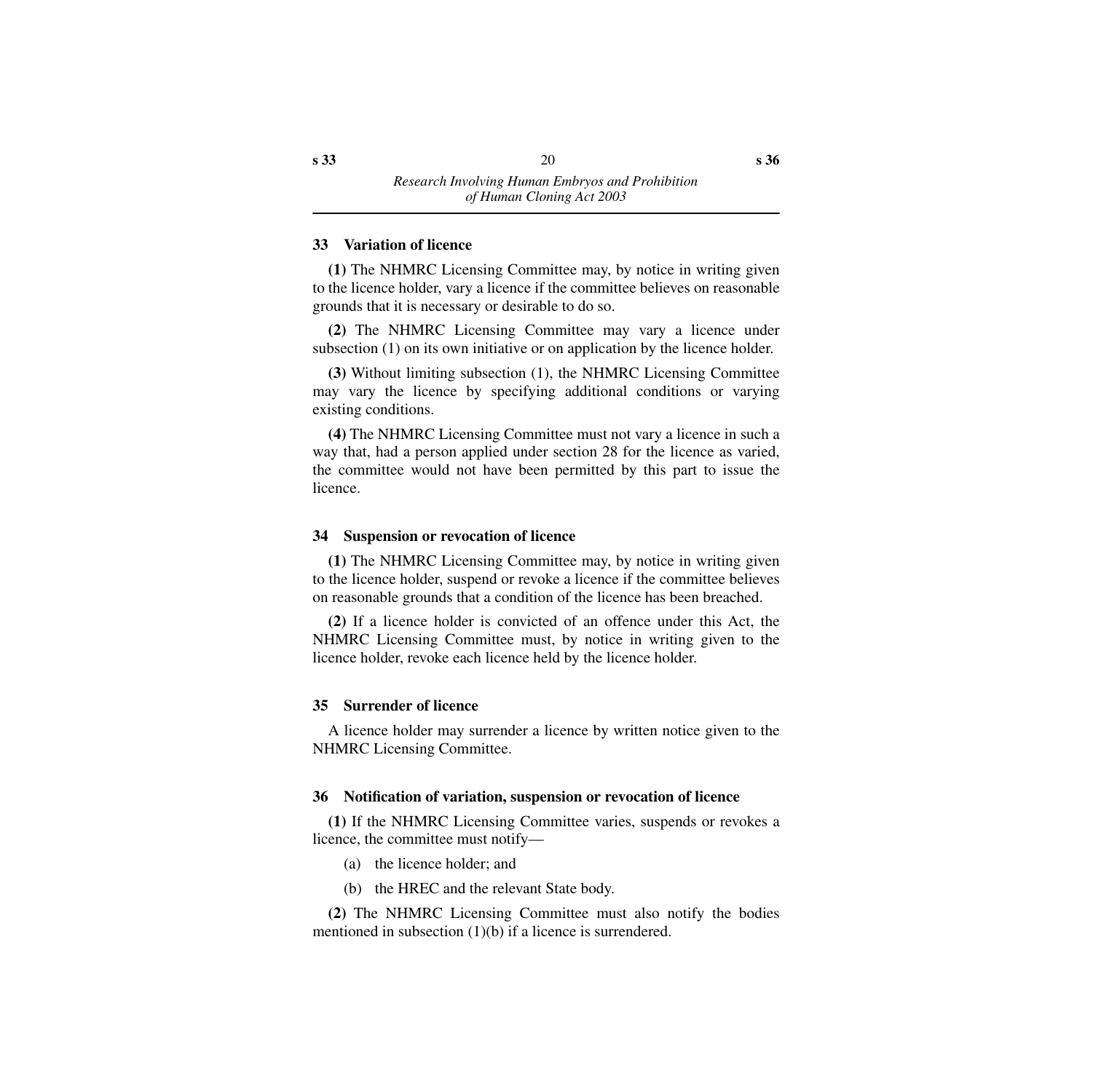## 33 Variation of licence

**(1)** The NHMRC Licensing Committee may, by notice in writing given to the licence holder, vary a licence if the committee believes on reasonable grounds that it is necessary or desirable to do so.

**(2)** The NHMRC Licensing Committee may vary a licence under subsection (1) on its own initiative or on application by the licence holder.

**(3)** Without limiting subsection (1), the NHMRC Licensing Committee may vary the licence by specifying additional conditions or varying existing conditions.

**(4)** The NHMRC Licensing Committee must not vary a licence in such a way that, had a person applied under section 28 for the licence as varied, the committee would not have been permitted by this part to issue the licence.

## 34 Suspension or revocation of licence

**(1)** The NHMRC Licensing Committee may, by notice in writing given to the licence holder, suspend or revoke a licence if the committee believes on reasonable grounds that a condition of the licence has been breached.

**(2)** If a licence holder is convicted of an offence under this Act, the NHMRC Licensing Committee must, by notice in writing given to the licence holder, revoke each licence held by the licence holder.

## 35 Surrender of licence

A licence holder may surrender a licence by written notice given to the NHMRC Licensing Committee.

## 36 Notification of variation, suspension or revocation of licence

**(1)** If the NHMRC Licensing Committee varies, suspends or revokes a licence, the committee must notify—

(a) the licence holder; and

(b) the HREC and the relevant State body.

**(2)** The NHMRC Licensing Committee must also notify the bodies mentioned in subsection (1)(b) if a licence is surrendered.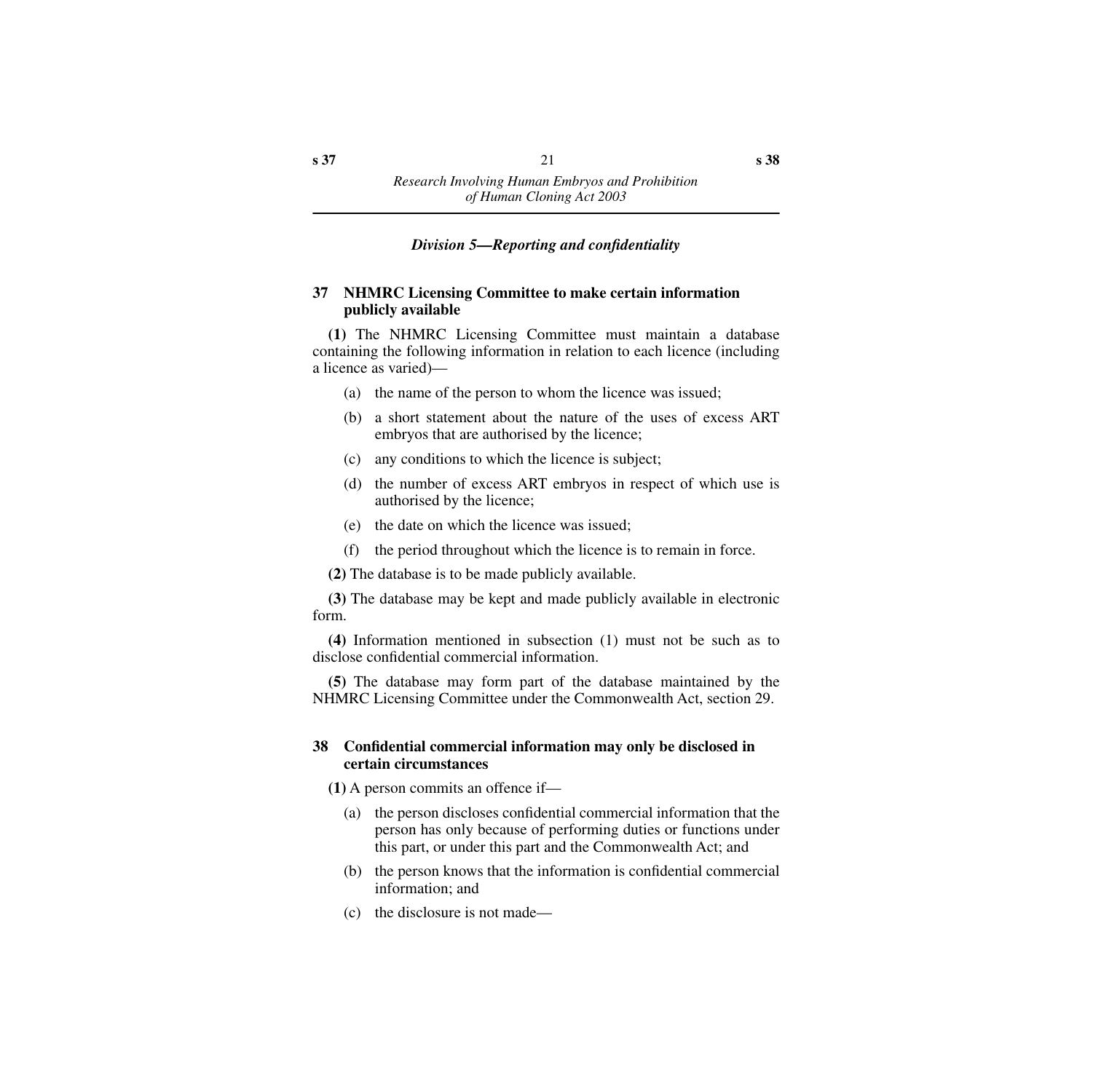### *Division 5—Reporting and confidentiality*

#### 37 NHMRC Licensing Committee to make certain information publicly available

**(1)** The NHMRC Licensing Committee must maintain a database containing the following information in relation to each licence (including a licence as varied)—

(a) the name of the person to whom the licence was issued;

(b) a short statement about the nature of the uses of excess ART embryos that are authorised by the licence;

(c) any conditions to which the licence is subject;

(d) the number of excess ART embryos in respect of which use is authorised by the licence;

(e) the date on which the licence was issued;

(f) the period throughout which the licence is to remain in force.

**(2)** The database is to be made publicly available.

**(3)** The database may be kept and made publicly available in electronic form.

**(4)** Information mentioned in subsection (1) must not be such as to disclose confidential commercial information.

**(5)** The database may form part of the database maintained by the NHMRC Licensing Committee under the Commonwealth Act, section 29.

#### 38 Confidential commercial information may only be disclosed in certain circumstances

**(1)** A person commits an offence if—

(a) the person discloses confidential commercial information that the person has only because of performing duties or functions under this part, or under this part and the Commonwealth Act; and

(b) the person knows that the information is confidential commercial information; and

(c) the disclosure is not made—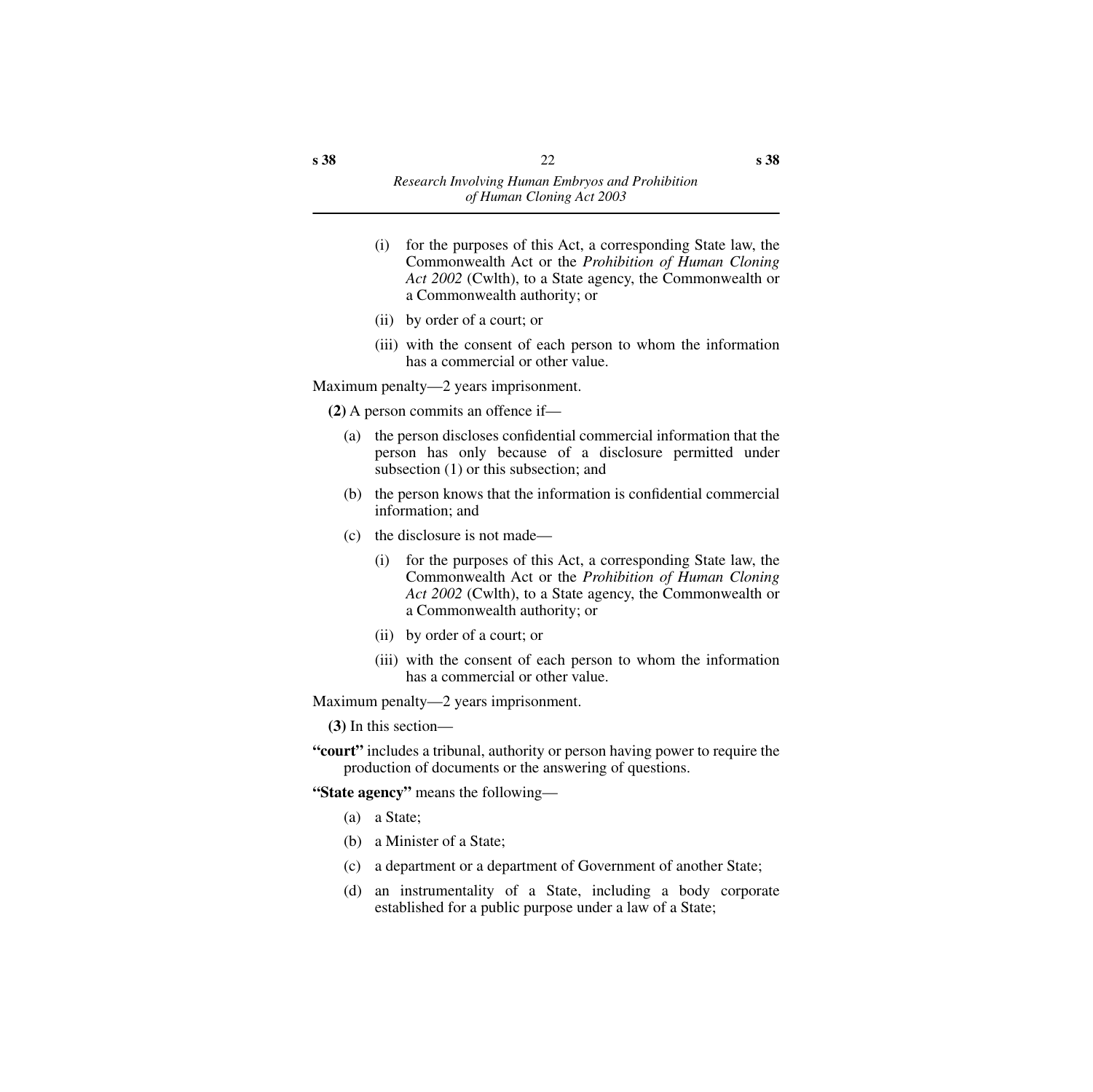- (i) for the purposes of this Act, a corresponding State law, the Commonwealth Act or the *Prohibition of Human Cloning Act 2002* (Cwlth), to a State agency, the Commonwealth or a Commonwealth authority; or
- (ii) by order of a court; or
- (iii) with the consent of each person to whom the information has a commercial or other value.

Maximum penalty—2 years imprisonment.

**(2)** A person commits an offence if—

- (a) the person discloses confidential commercial information that the person has only because of a disclosure permitted under subsection (1) or this subsection; and
- (b) the person knows that the information is confidential commercial information; and
- (c) the disclosure is not made—
  - (i) for the purposes of this Act, a corresponding State law, the Commonwealth Act or the *Prohibition of Human Cloning Act 2002* (Cwlth), to a State agency, the Commonwealth or a Commonwealth authority; or
  - (ii) by order of a court; or
  - (iii) with the consent of each person to whom the information has a commercial or other value.

Maximum penalty—2 years imprisonment.

**(3)** In this section—

**"court"** includes a tribunal, authority or person having power to require the production of documents or the answering of questions.

**"State agency"** means the following—

- (a) a State;
- (b) a Minister of a State;
- (c) a department or a department of Government of another State;
- (d) an instrumentality of a State, including a body corporate established for a public purpose under a law of a State;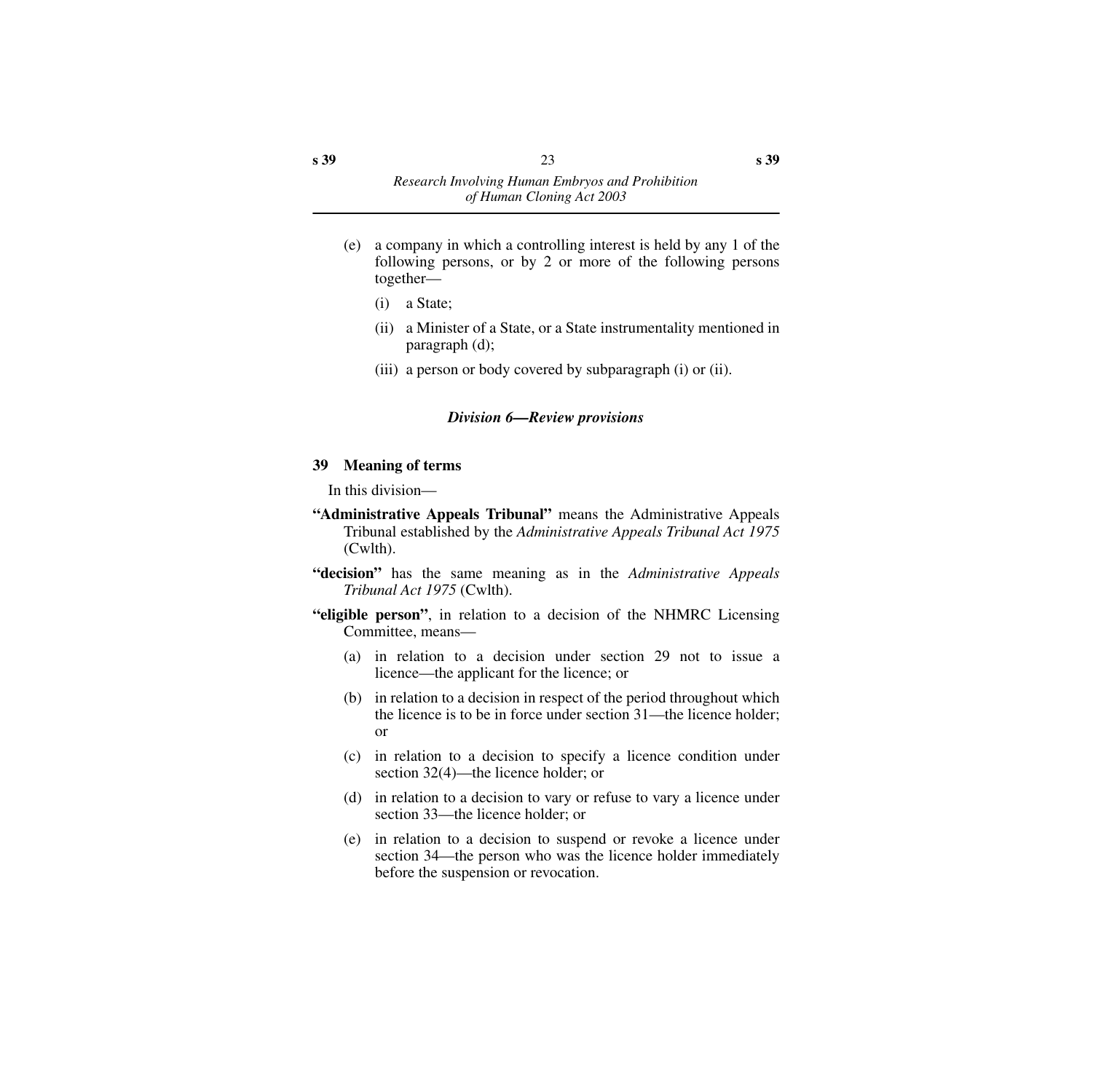(e) a company in which a controlling interest is held by any 1 of the following persons, or by 2 or more of the following persons together—

  (i) a State;

  (ii) a Minister of a State, or a State instrumentality mentioned in paragraph (d);

  (iii) a person or body covered by subparagraph (i) or (ii).

### *Division 6—Review provisions*

#### 39 Meaning of terms

In this division—

**"Administrative Appeals Tribunal"** means the Administrative Appeals Tribunal established by the *Administrative Appeals Tribunal Act 1975* (Cwlth).

**"decision"** has the same meaning as in the *Administrative Appeals Tribunal Act 1975* (Cwlth).

**"eligible person"**, in relation to a decision of the NHMRC Licensing Committee, means—

(a) in relation to a decision under section 29 not to issue a licence—the applicant for the licence; or

(b) in relation to a decision in respect of the period throughout which the licence is to be in force under section 31—the licence holder; or

(c) in relation to a decision to specify a licence condition under section 32(4)—the licence holder; or

(d) in relation to a decision to vary or refuse to vary a licence under section 33—the licence holder; or

(e) in relation to a decision to suspend or revoke a licence under section 34—the person who was the licence holder immediately before the suspension or revocation.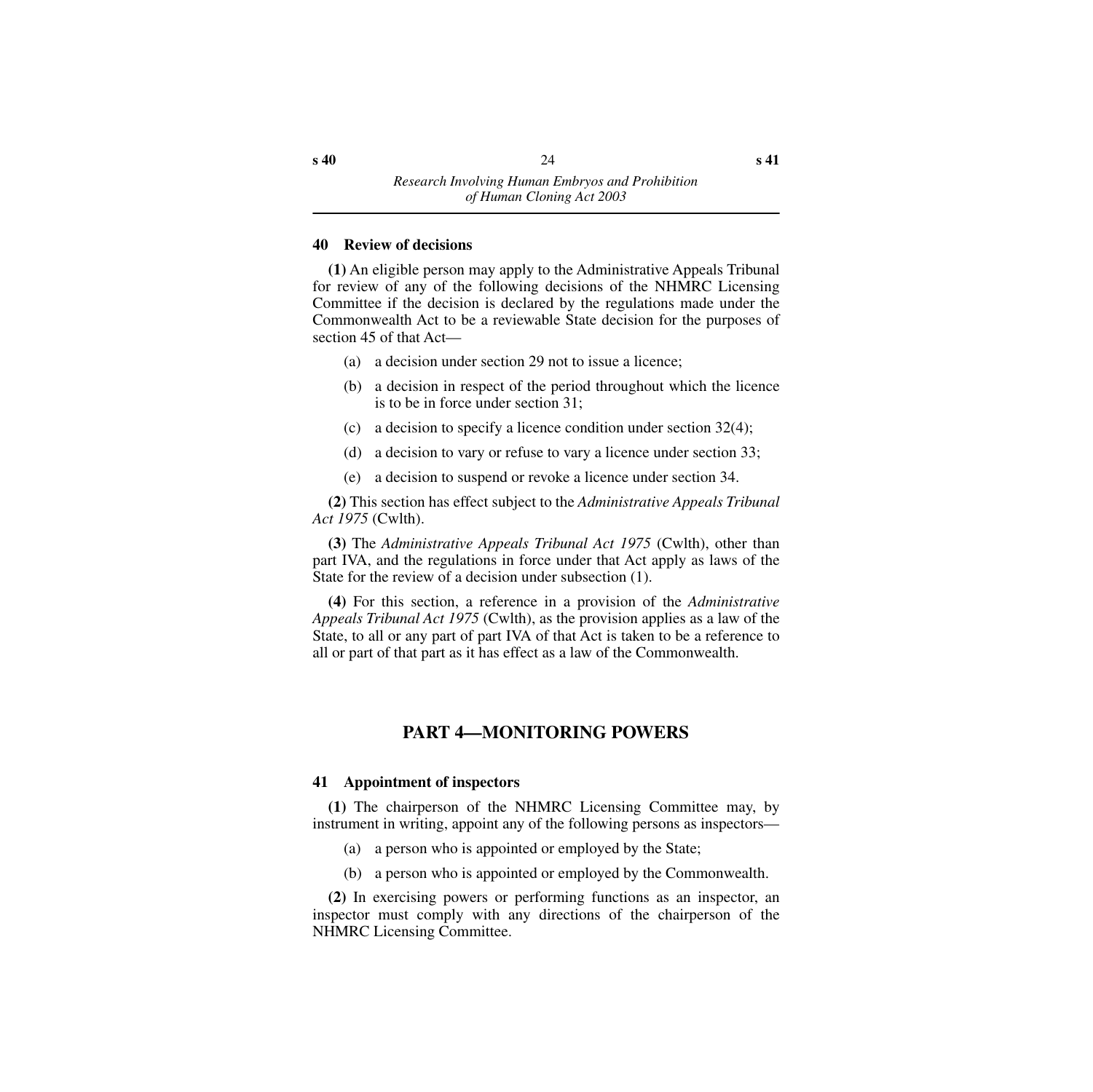### 40 Review of decisions

**(1)** An eligible person may apply to the Administrative Appeals Tribunal for review of any of the following decisions of the NHMRC Licensing Committee if the decision is declared by the regulations made under the Commonwealth Act to be a reviewable State decision for the purposes of section 45 of that Act—

- (a) a decision under section 29 not to issue a licence;
- (b) a decision in respect of the period throughout which the licence is to be in force under section 31;
- (c) a decision to specify a licence condition under section 32(4);
- (d) a decision to vary or refuse to vary a licence under section 33;
- (e) a decision to suspend or revoke a licence under section 34.

**(2)** This section has effect subject to the *Administrative Appeals Tribunal Act 1975* (Cwlth).

**(3)** The *Administrative Appeals Tribunal Act 1975* (Cwlth), other than part IVA, and the regulations in force under that Act apply as laws of the State for the review of a decision under subsection (1).

**(4)** For this section, a reference in a provision of the *Administrative Appeals Tribunal Act 1975* (Cwlth), as the provision applies as a law of the State, to all or any part of part IVA of that Act is taken to be a reference to all or part of that part as it has effect as a law of the Commonwealth.

## PART 4—MONITORING POWERS

### 41 Appointment of inspectors

**(1)** The chairperson of the NHMRC Licensing Committee may, by instrument in writing, appoint any of the following persons as inspectors—

- (a) a person who is appointed or employed by the State;
- (b) a person who is appointed or employed by the Commonwealth.

**(2)** In exercising powers or performing functions as an inspector, an inspector must comply with any directions of the chairperson of the NHMRC Licensing Committee.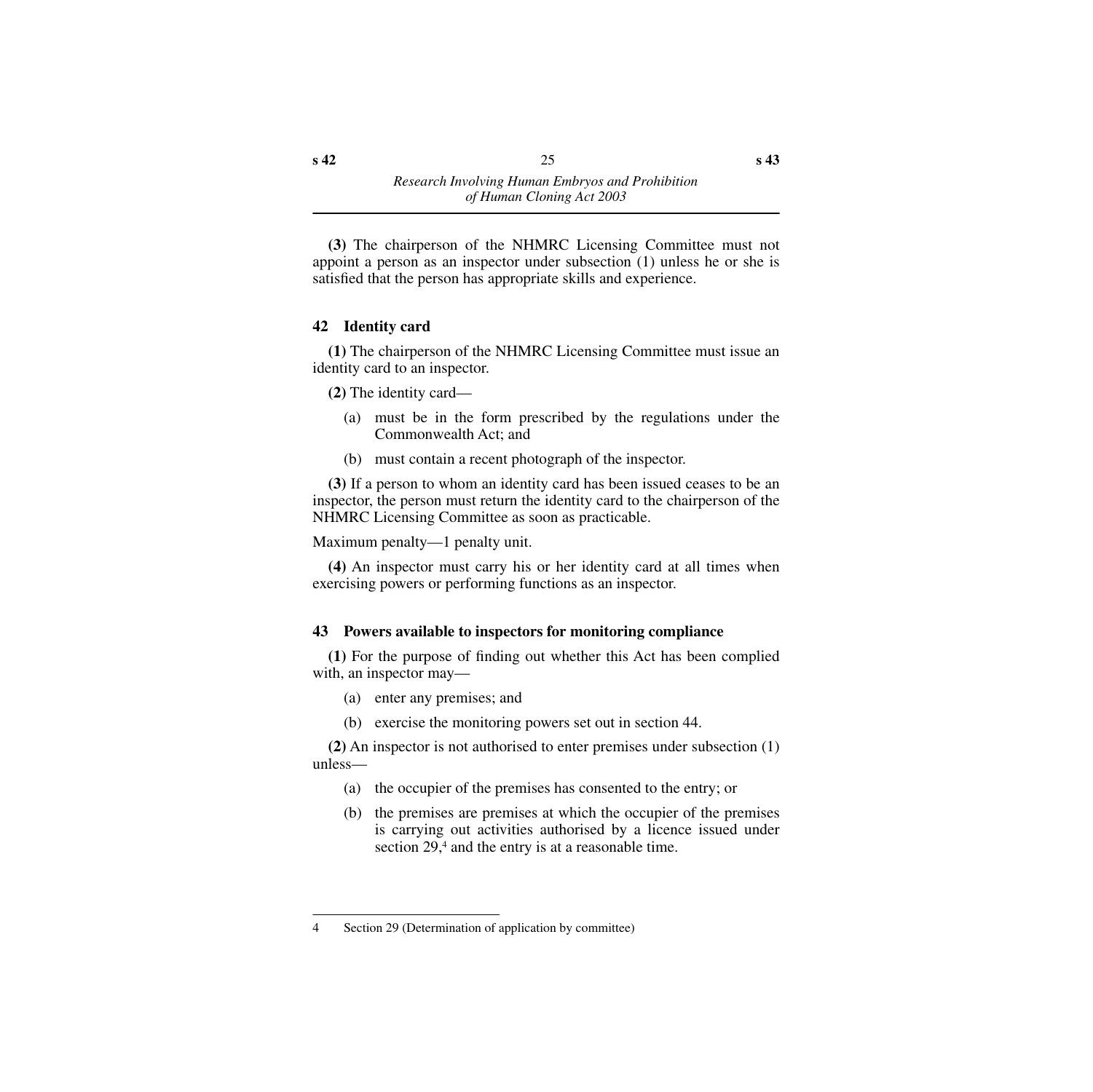**(3)** The chairperson of the NHMRC Licensing Committee must not appoint a person as an inspector under subsection (1) unless he or she is satisfied that the person has appropriate skills and experience.

### 42 Identity card

**(1)** The chairperson of the NHMRC Licensing Committee must issue an identity card to an inspector.

**(2)** The identity card—

(a) must be in the form prescribed by the regulations under the Commonwealth Act; and

(b) must contain a recent photograph of the inspector.

**(3)** If a person to whom an identity card has been issued ceases to be an inspector, the person must return the identity card to the chairperson of the NHMRC Licensing Committee as soon as practicable.

Maximum penalty—1 penalty unit.

**(4)** An inspector must carry his or her identity card at all times when exercising powers or performing functions as an inspector.

### 43 Powers available to inspectors for monitoring compliance

**(1)** For the purpose of finding out whether this Act has been complied with, an inspector may—

(a) enter any premises; and

(b) exercise the monitoring powers set out in section 44.

**(2)** An inspector is not authorised to enter premises under subsection (1) unless—

(a) the occupier of the premises has consented to the entry; or

(b) the premises are premises at which the occupier of the premises is carrying out activities authorised by a licence issued under section 29,[4] and the entry is at a reasonable time.

---

4 Section 29 (Determination of application by committee)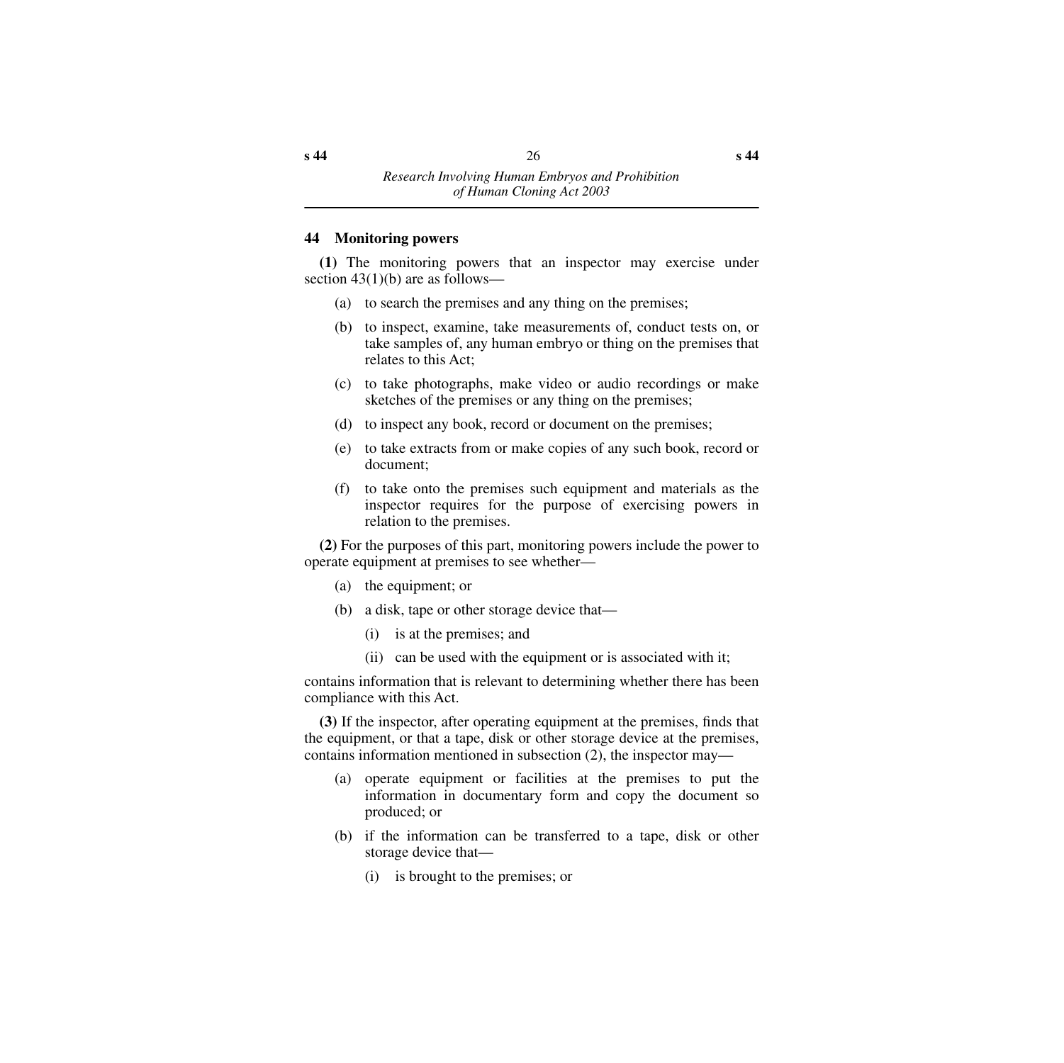## 44 Monitoring powers

**(1)** The monitoring powers that an inspector may exercise under section 43(1)(b) are as follows—

- (a) to search the premises and any thing on the premises;
- (b) to inspect, examine, take measurements of, conduct tests on, or take samples of, any human embryo or thing on the premises that relates to this Act;
- (c) to take photographs, make video or audio recordings or make sketches of the premises or any thing on the premises;
- (d) to inspect any book, record or document on the premises;
- (e) to take extracts from or make copies of any such book, record or document;
- (f) to take onto the premises such equipment and materials as the inspector requires for the purpose of exercising powers in relation to the premises.

**(2)** For the purposes of this part, monitoring powers include the power to operate equipment at premises to see whether—

- (a) the equipment; or
- (b) a disk, tape or other storage device that—
  - (i) is at the premises; and
  - (ii) can be used with the equipment or is associated with it;

contains information that is relevant to determining whether there has been compliance with this Act.

**(3)** If the inspector, after operating equipment at the premises, finds that the equipment, or that a tape, disk or other storage device at the premises, contains information mentioned in subsection (2), the inspector may—

- (a) operate equipment or facilities at the premises to put the information in documentary form and copy the document so produced; or
- (b) if the information can be transferred to a tape, disk or other storage device that—
  - (i) is brought to the premises; or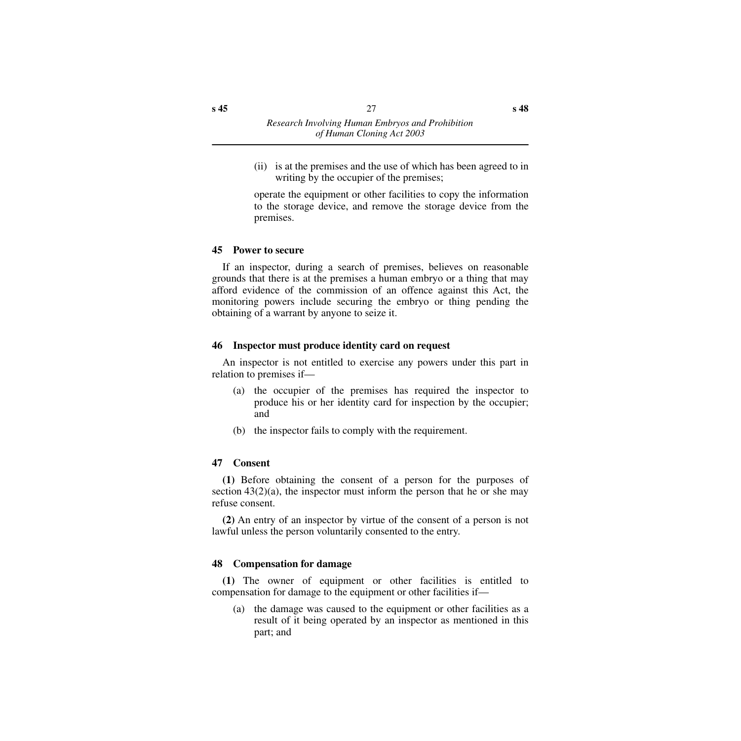(ii) is at the premises and the use of which has been agreed to in writing by the occupier of the premises;

operate the equipment or other facilities to copy the information to the storage device, and remove the storage device from the premises.

### 45 Power to secure

If an inspector, during a search of premises, believes on reasonable grounds that there is at the premises a human embryo or a thing that may afford evidence of the commission of an offence against this Act, the monitoring powers include securing the embryo or thing pending the obtaining of a warrant by anyone to seize it.

### 46 Inspector must produce identity card on request

An inspector is not entitled to exercise any powers under this part in relation to premises if—

(a) the occupier of the premises has required the inspector to produce his or her identity card for inspection by the occupier; and

(b) the inspector fails to comply with the requirement.

### 47 Consent

**(1)** Before obtaining the consent of a person for the purposes of section 43(2)(a), the inspector must inform the person that he or she may refuse consent.

**(2)** An entry of an inspector by virtue of the consent of a person is not lawful unless the person voluntarily consented to the entry.

### 48 Compensation for damage

**(1)** The owner of equipment or other facilities is entitled to compensation for damage to the equipment or other facilities if—

(a) the damage was caused to the equipment or other facilities as a result of it being operated by an inspector as mentioned in this part; and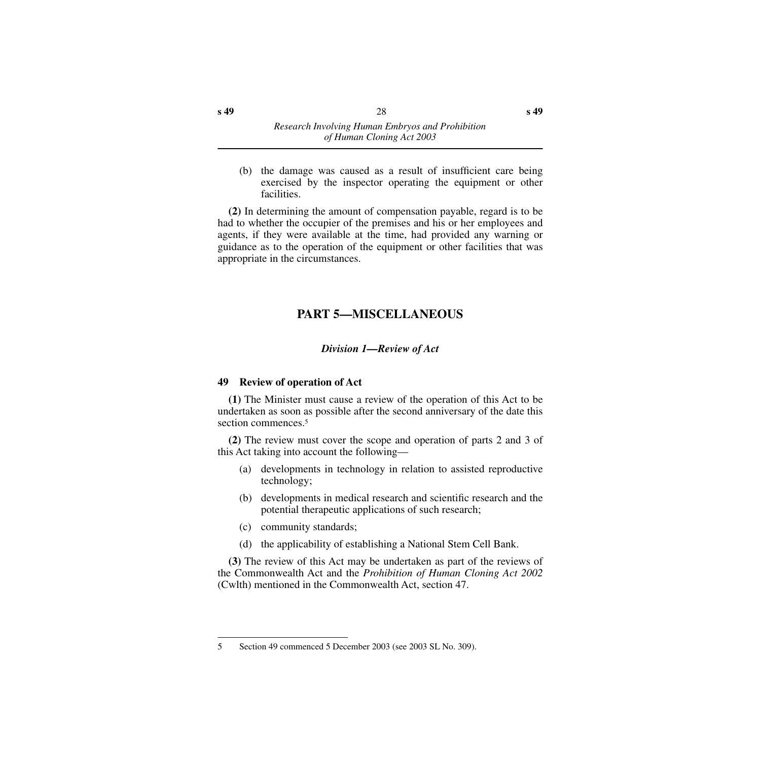(b) the damage was caused as a result of insufficient care being exercised by the inspector operating the equipment or other facilities.

**(2)** In determining the amount of compensation payable, regard is to be had to whether the occupier of the premises and his or her employees and agents, if they were available at the time, had provided any warning or guidance as to the operation of the equipment or other facilities that was appropriate in the circumstances.

## PART 5—MISCELLANEOUS

### *Division 1—Review of Act*

#### 49 Review of operation of Act

**(1)** The Minister must cause a review of the operation of this Act to be undertaken as soon as possible after the second anniversary of the date this section commences.[5]

**(2)** The review must cover the scope and operation of parts 2 and 3 of this Act taking into account the following—

- (a) developments in technology in relation to assisted reproductive technology;
- (b) developments in medical research and scientific research and the potential therapeutic applications of such research;
- (c) community standards;
- (d) the applicability of establishing a National Stem Cell Bank.

**(3)** The review of this Act may be undertaken as part of the reviews of the Commonwealth Act and the *Prohibition of Human Cloning Act 2002* (Cwlth) mentioned in the Commonwealth Act, section 47.

---

5 Section 49 commenced 5 December 2003 (see 2003 SL No. 309).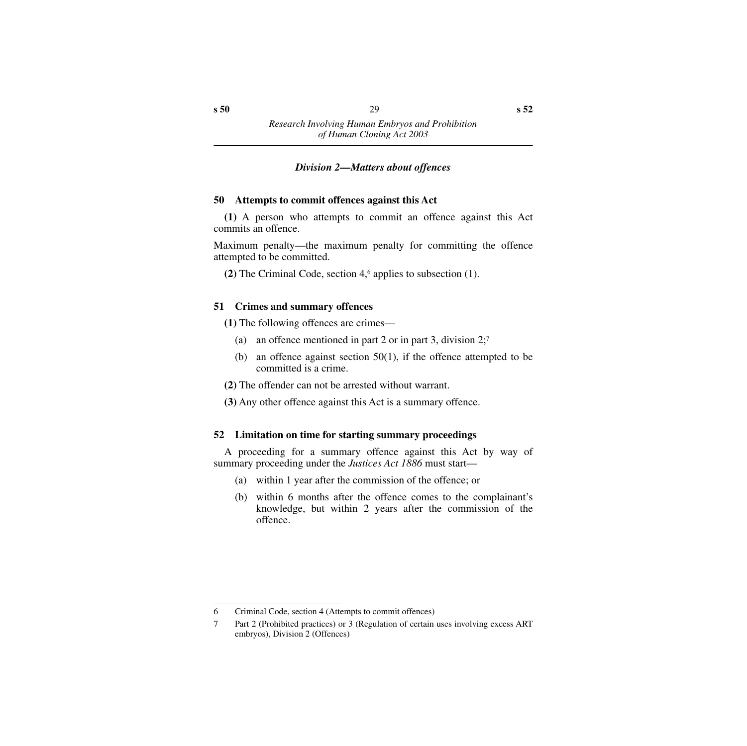### *Division 2—Matters about offences*

#### 50 Attempts to commit offences against this Act

**(1)** A person who attempts to commit an offence against this Act commits an offence.

Maximum penalty—the maximum penalty for committing the offence attempted to be committed.

**(2)** The Criminal Code, section 4,[6] applies to subsection (1).

#### 51 Crimes and summary offences

**(1)** The following offences are crimes—

(a) an offence mentioned in part 2 or in part 3, division 2;[7]

(b) an offence against section 50(1), if the offence attempted to be committed is a crime.

**(2)** The offender can not be arrested without warrant.

**(3)** Any other offence against this Act is a summary offence.

#### 52 Limitation on time for starting summary proceedings

A proceeding for a summary offence against this Act by way of summary proceeding under the *Justices Act 1886* must start—

(a) within 1 year after the commission of the offence; or

(b) within 6 months after the offence comes to the complainant's knowledge, but within 2 years after the commission of the offence.

---

6 Criminal Code, section 4 (Attempts to commit offences)

7 Part 2 (Prohibited practices) or 3 (Regulation of certain uses involving excess ART embryos), Division 2 (Offences)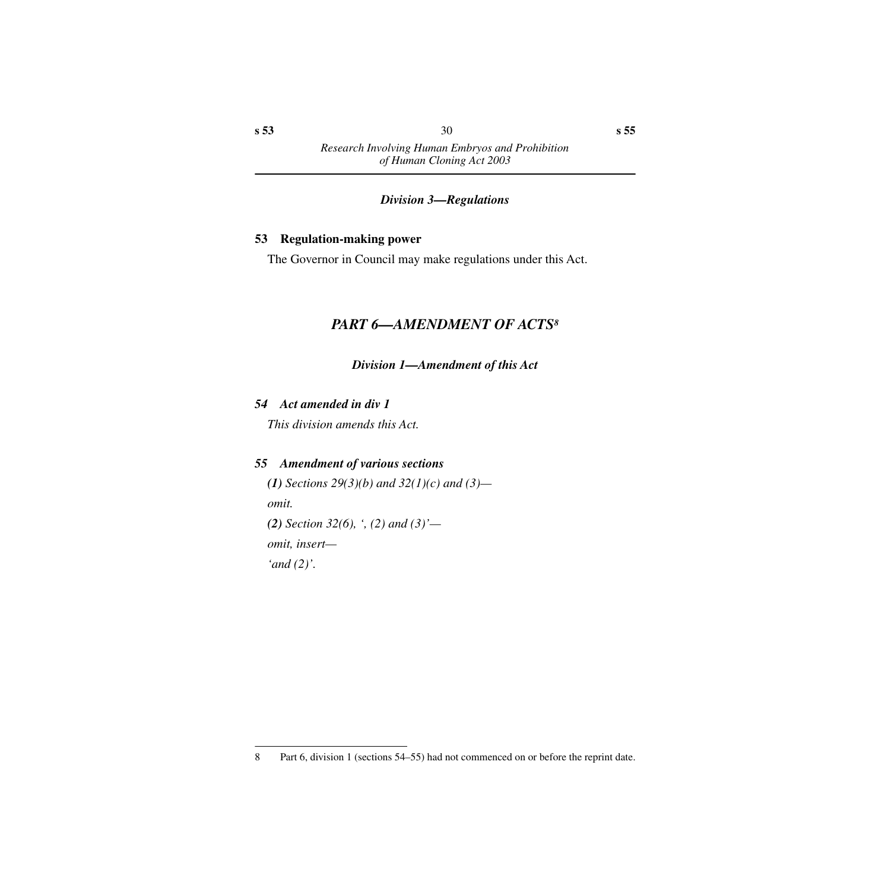### *Division 3—Regulations*

**53 Regulation-making power**

The Governor in Council may make regulations under this Act.

## *PART 6—AMENDMENT OF ACTS*[8]

### *Division 1—Amendment of this Act*

***54 Act amended in div 1***

*This division amends this Act.*

***55 Amendment of various sections***

***(1)*** *Sections 29(3)(b) and 32(1)(c) and (3)—*

*omit.*

***(2)*** *Section 32(6), ', (2) and (3)'—*

*omit, insert—*

*'and (2)'.*

---

8 Part 6, division 1 (sections 54–55) had not commenced on or before the reprint date.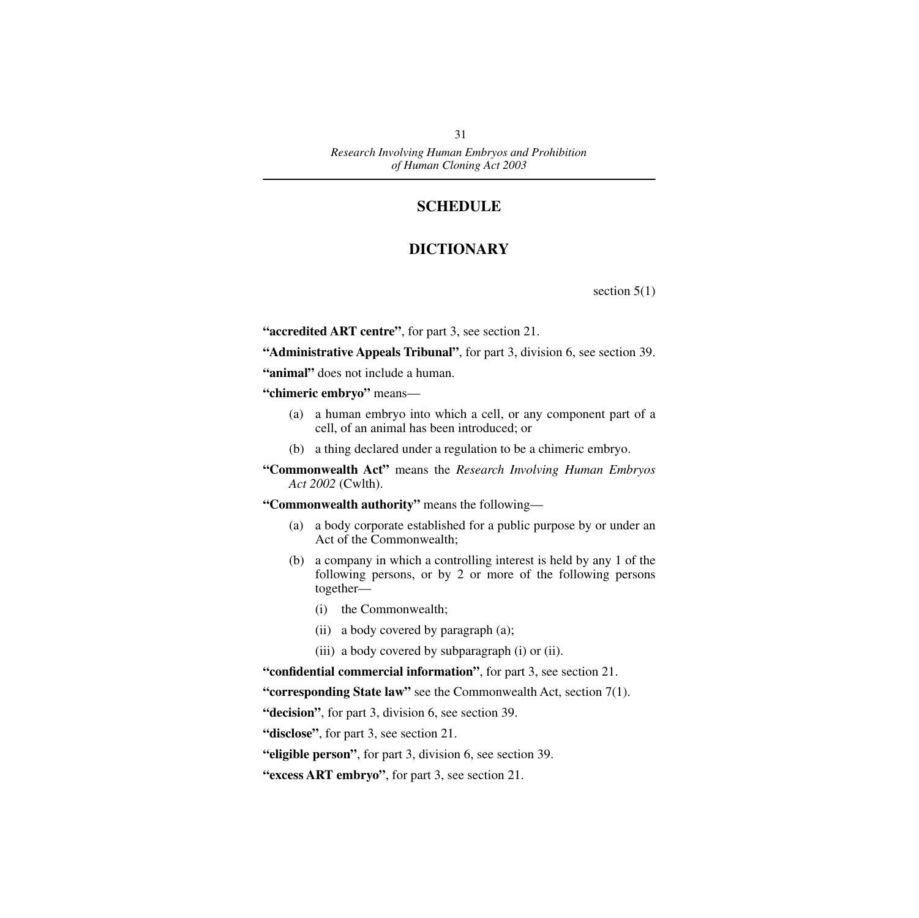# SCHEDULE

## DICTIONARY

section 5(1)

**"accredited ART centre"**, for part 3, see section 21.

**"Administrative Appeals Tribunal"**, for part 3, division 6, see section 39.

**"animal"** does not include a human.

**"chimeric embryo"** means—

(a) a human embryo into which a cell, or any component part of a cell, of an animal has been introduced; or

(b) a thing declared under a regulation to be a chimeric embryo.

**"Commonwealth Act"** means the *Research Involving Human Embryos Act 2002* (Cwlth).

**"Commonwealth authority"** means the following—

(a) a body corporate established for a public purpose by or under an Act of the Commonwealth;

(b) a company in which a controlling interest is held by any 1 of the following persons, or by 2 or more of the following persons together—

(i) the Commonwealth;

(ii) a body covered by paragraph (a);

(iii) a body covered by subparagraph (i) or (ii).

**"confidential commercial information"**, for part 3, see section 21.

**"corresponding State law"** see the Commonwealth Act, section 7(1).

**"decision"**, for part 3, division 6, see section 39.

**"disclose"**, for part 3, see section 21.

**"eligible person"**, for part 3, division 6, see section 39.

**"excess ART embryo"**, for part 3, see section 21.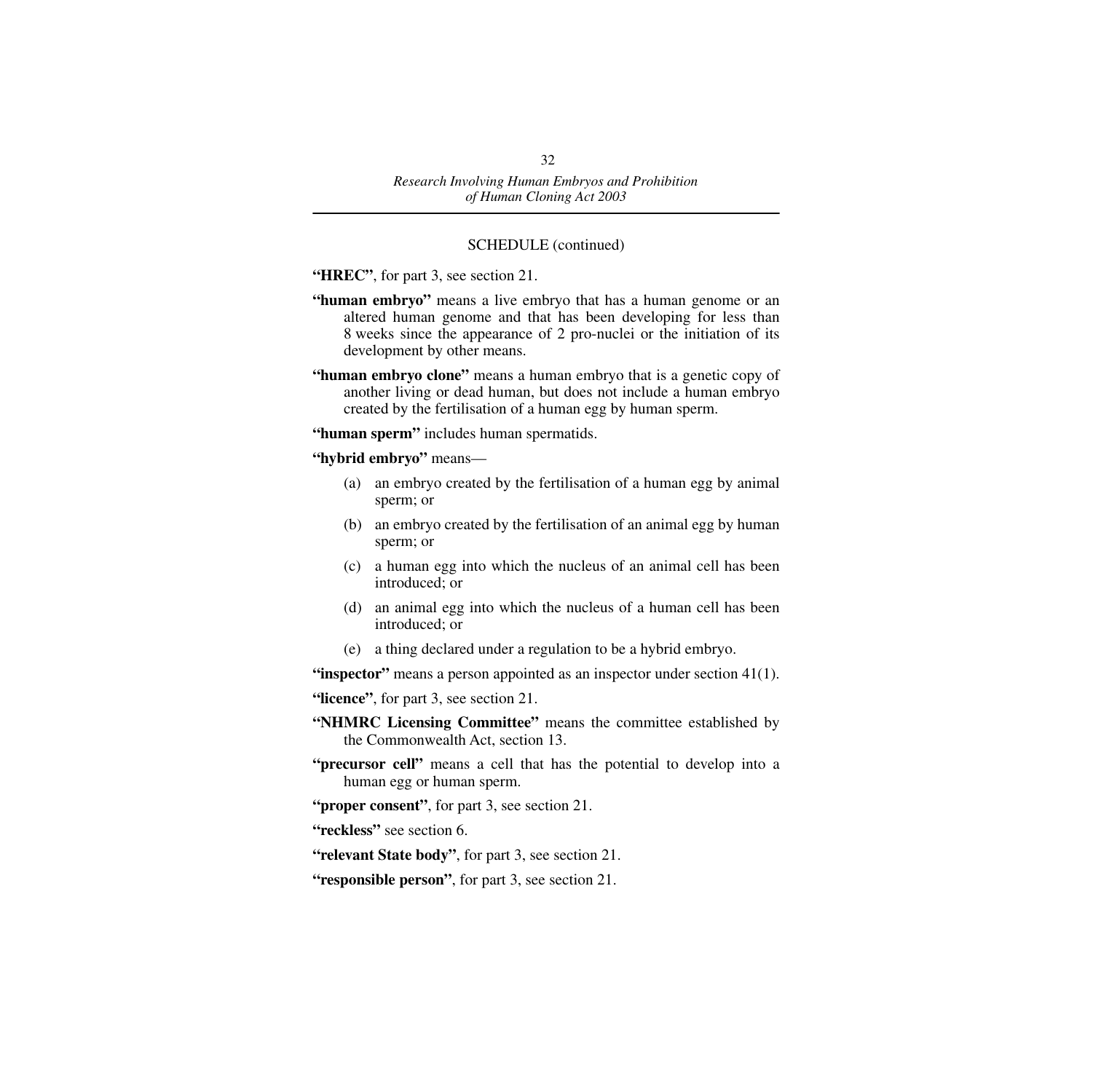SCHEDULE (continued)

**"HREC"**, for part 3, see section 21.

**"human embryo"** means a live embryo that has a human genome or an altered human genome and that has been developing for less than 8 weeks since the appearance of 2 pro-nuclei or the initiation of its development by other means.

**"human embryo clone"** means a human embryo that is a genetic copy of another living or dead human, but does not include a human embryo created by the fertilisation of a human egg by human sperm.

**"human sperm"** includes human spermatids.

**"hybrid embryo"** means—

(a) an embryo created by the fertilisation of a human egg by animal sperm; or

(b) an embryo created by the fertilisation of an animal egg by human sperm; or

(c) a human egg into which the nucleus of an animal cell has been introduced; or

(d) an animal egg into which the nucleus of a human cell has been introduced; or

(e) a thing declared under a regulation to be a hybrid embryo.

**"inspector"** means a person appointed as an inspector under section 41(1).

**"licence"**, for part 3, see section 21.

**"NHMRC Licensing Committee"** means the committee established by the Commonwealth Act, section 13.

**"precursor cell"** means a cell that has the potential to develop into a human egg or human sperm.

**"proper consent"**, for part 3, see section 21.

**"reckless"** see section 6.

**"relevant State body"**, for part 3, see section 21.

**"responsible person"**, for part 3, see section 21.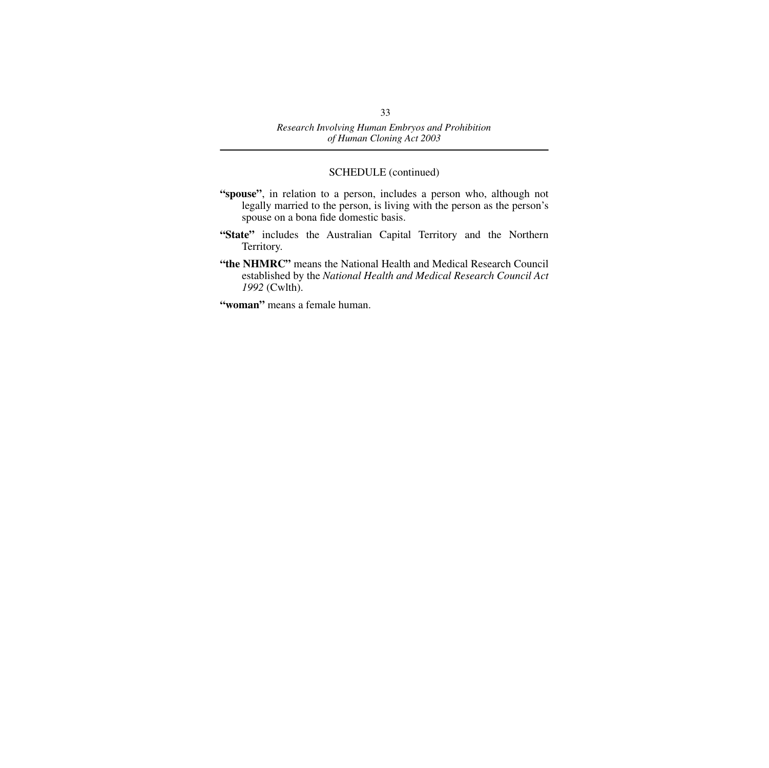SCHEDULE (continued)

**"spouse"**, in relation to a person, includes a person who, although not legally married to the person, is living with the person as the person's spouse on a bona fide domestic basis.

**"State"** includes the Australian Capital Territory and the Northern Territory.

**"the NHMRC"** means the National Health and Medical Research Council established by the *National Health and Medical Research Council Act 1992* (Cwlth).

**"woman"** means a female human.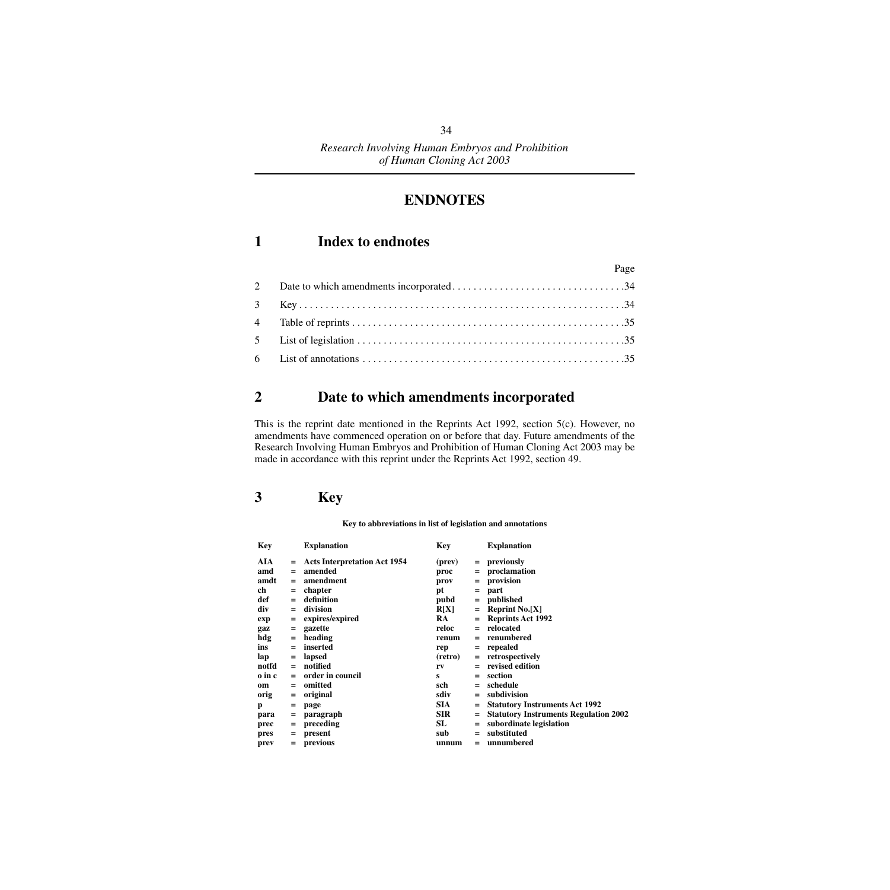# ENDNOTES

## 1 Index to endnotes

| | | Page |
|---|---|---|
| 2 | Date to which amendments incorporated | 34 |
| 3 | Key | 34 |
| 4 | Table of reprints | 35 |
| 5 | List of legislation | 35 |
| 6 | List of annotations | 35 |

## 2 Date to which amendments incorporated

This is the reprint date mentioned in the Reprints Act 1992, section 5(c). However, no amendments have commenced operation on or before that day. Future amendments of the Research Involving Human Embryos and Prohibition of Human Cloning Act 2003 may be made in accordance with this reprint under the Reprints Act 1992, section 49.

## 3 Key

**Key to abbreviations in list of legislation and annotations**

| Key | | Explanation | Key | | Explanation |
|---|---|---|---|---|---|
| **AIA** | = | **Acts Interpretation Act 1954** | **(prev)** | = | **previously** |
| **amd** | = | **amended** | **proc** | = | **proclamation** |
| **amdt** | = | **amendment** | **prov** | = | **provision** |
| **ch** | = | **chapter** | **pt** | = | **part** |
| **def** | = | **definition** | **pubd** | = | **published** |
| **div** | = | **division** | **R[X]** | = | **Reprint No.[X]** |
| **exp** | = | **expires/expired** | **RA** | = | **Reprints Act 1992** |
| **gaz** | = | **gazette** | **reloc** | = | **relocated** |
| **hdg** | = | **heading** | **renum** | = | **renumbered** |
| **ins** | = | **inserted** | **rep** | = | **repealed** |
| **lap** | = | **lapsed** | **(retro)** | = | **retrospectively** |
| **notfd** | = | **notified** | **rv** | = | **revised edition** |
| **o in c** | = | **order in council** | **s** | = | **section** |
| **om** | = | **omitted** | **sch** | = | **schedule** |
| **orig** | = | **original** | **sdiv** | = | **subdivision** |
| **p** | = | **page** | **SIA** | = | **Statutory Instruments Act 1992** |
| **para** | = | **paragraph** | **SIR** | = | **Statutory Instruments Regulation 2002** |
| **prec** | = | **preceding** | **SL** | = | **subordinate legislation** |
| **pres** | = | **present** | **sub** | = | **substituted** |
| **prev** | = | **previous** | **unnum** | = | **unnumbered** |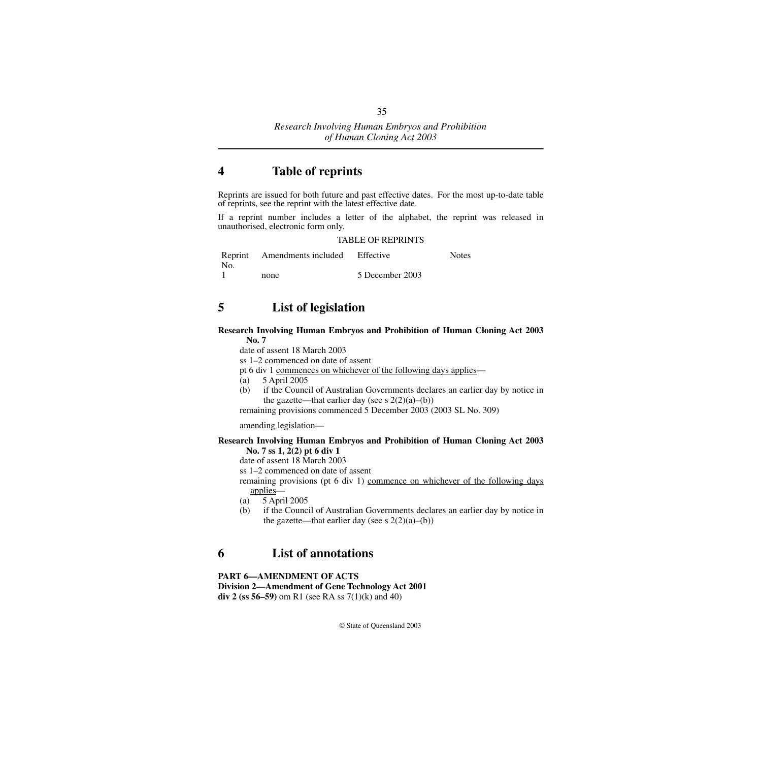## 4 Table of reprints

Reprints are issued for both future and past effective dates. For the most up-to-date table of reprints, see the reprint with the latest effective date.

If a reprint number includes a letter of the alphabet, the reprint was released in unauthorised, electronic form only.

TABLE OF REPRINTS

| Reprint No. | Amendments included | Effective | Notes |
|---|---|---|---|
| 1 | none | 5 December 2003 | |

## 5 List of legislation

**Research Involving Human Embryos and Prohibition of Human Cloning Act 2003 No. 7**

date of assent 18 March 2003

ss 1–2 commenced on date of assent

pt 6 div 1 commences on whichever of the following days applies—

(a) 5 April 2005

(b) if the Council of Australian Governments declares an earlier day by notice in the gazette—that earlier day (see s 2(2)(a)–(b))

remaining provisions commenced 5 December 2003 (2003 SL No. 309)

amending legislation—

**Research Involving Human Embryos and Prohibition of Human Cloning Act 2003 No. 7 ss 1, 2(2) pt 6 div 1**

date of assent 18 March 2003

ss 1–2 commenced on date of assent

remaining provisions (pt 6 div 1) commence on whichever of the following days applies—

(a) 5 April 2005

(b) if the Council of Australian Governments declares an earlier day by notice in the gazette—that earlier day (see s 2(2)(a)–(b))

## 6 List of annotations

**PART 6—AMENDMENT OF ACTS**

**Division 2—Amendment of Gene Technology Act 2001**

**div 2 (ss 56–59)** om R1 (see RA ss 7(1)(k) and 40)

© State of Queensland 2003